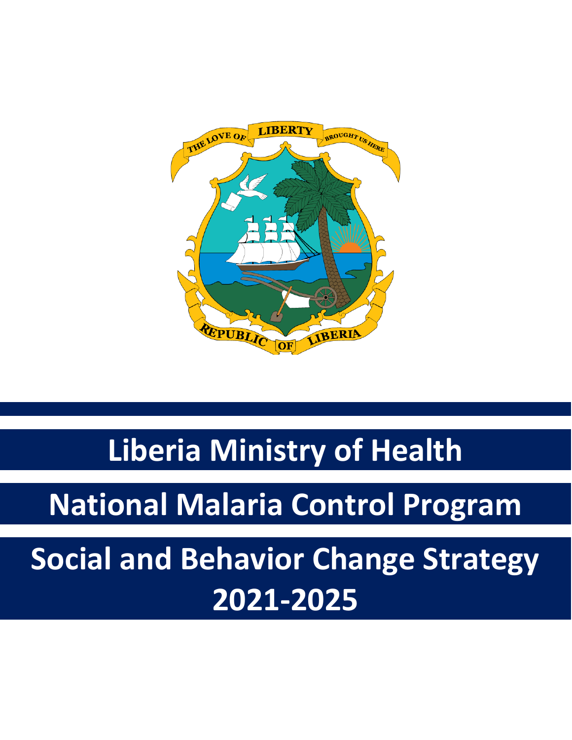# Liberia Ministry of Health

# National Malaria Control Program

# Social and Behavior Change Strategy 2021-2025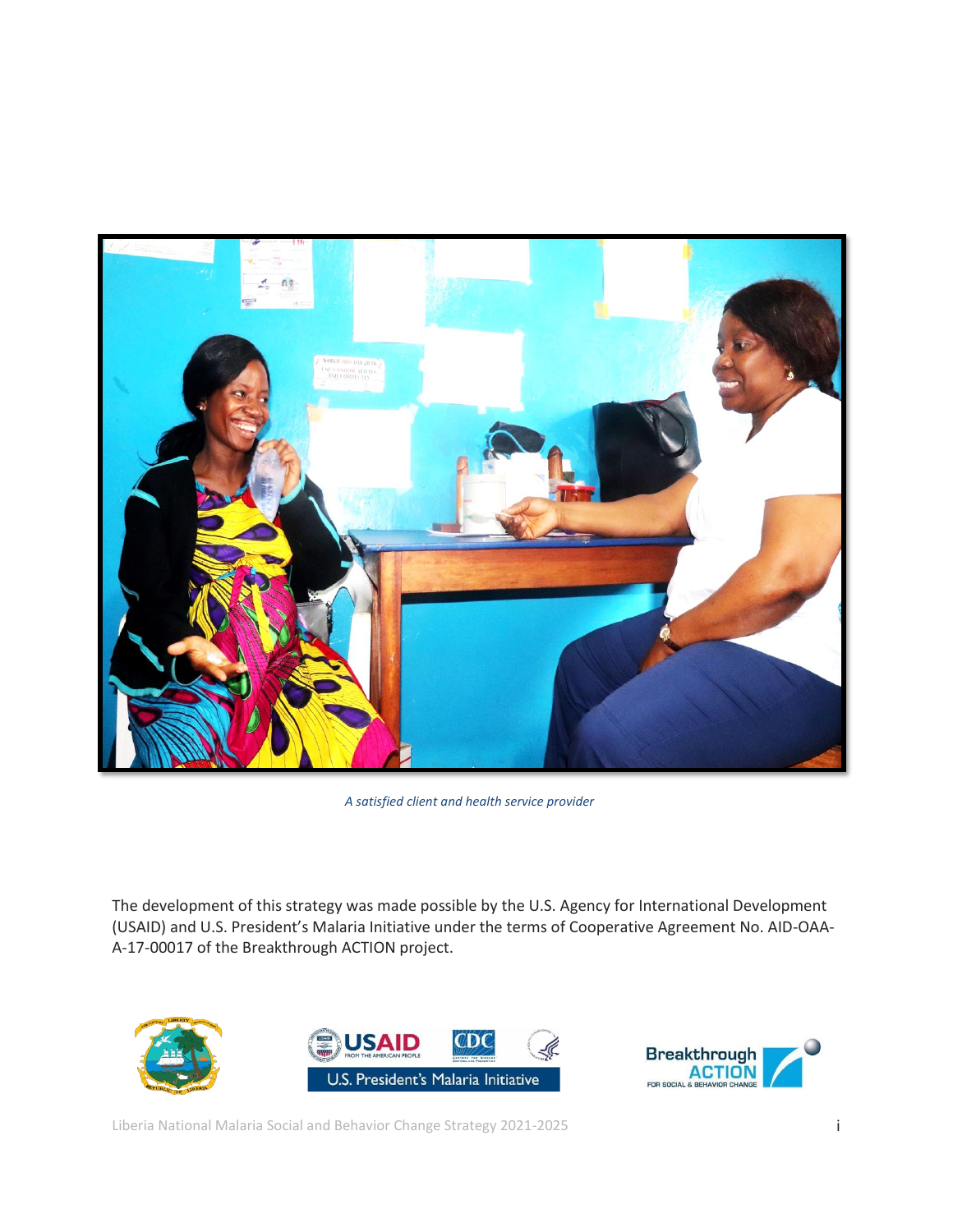*A satisfied client and health service provider*

The development of this strategy was made possible by the U.S. Agency for International Development (USAID) and U.S. President's Malaria Initiative under the terms of Cooperative Agreement No. AID-OAA-A-17-00017 of the Breakthrough ACTION project.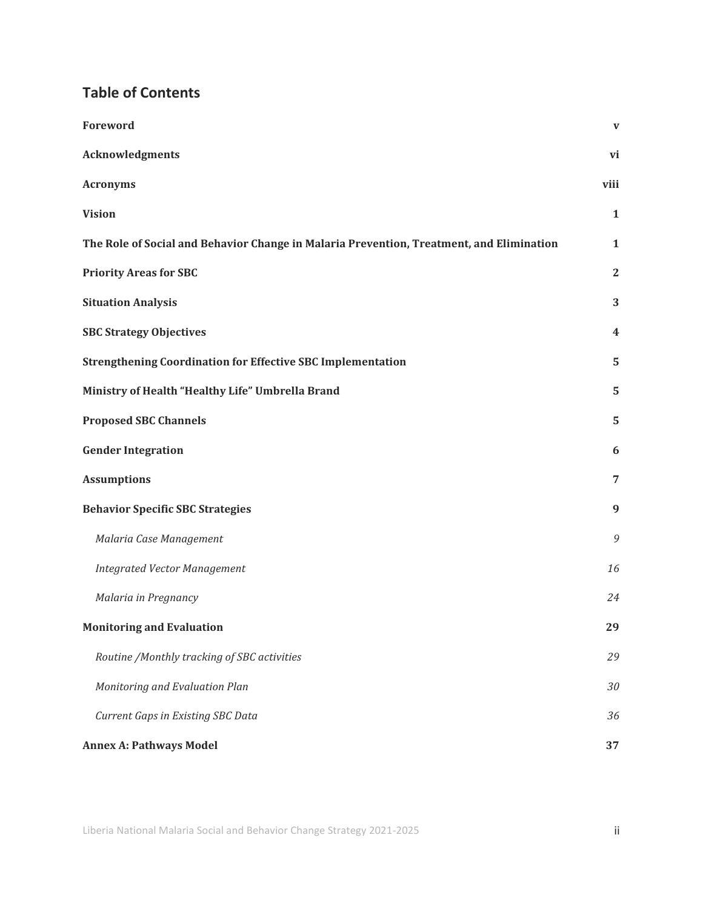## Table of Contents

| | |
|---|---|
| **Foreword** | **v** |
| **Acknowledgments** | **vi** |
| **Acronyms** | **viii** |
| **Vision** | **1** |
| **The Role of Social and Behavior Change in Malaria Prevention, Treatment, and Elimination** | **1** |
| **Priority Areas for SBC** | **2** |
| **Situation Analysis** | **3** |
| **SBC Strategy Objectives** | **4** |
| **Strengthening Coordination for Effective SBC Implementation** | **5** |
| **Ministry of Health "Healthy Life" Umbrella Brand** | **5** |
| **Proposed SBC Channels** | **5** |
| **Gender Integration** | **6** |
| **Assumptions** | **7** |
| **Behavior Specific SBC Strategies** | **9** |
| *Malaria Case Management* | *9* |
| *Integrated Vector Management* | *16* |
| *Malaria in Pregnancy* | *24* |
| **Monitoring and Evaluation** | **29** |
| *Routine /Monthly tracking of SBC activities* | *29* |
| *Monitoring and Evaluation Plan* | *30* |
| *Current Gaps in Existing SBC Data* | *36* |
| **Annex A: Pathways Model** | **37** |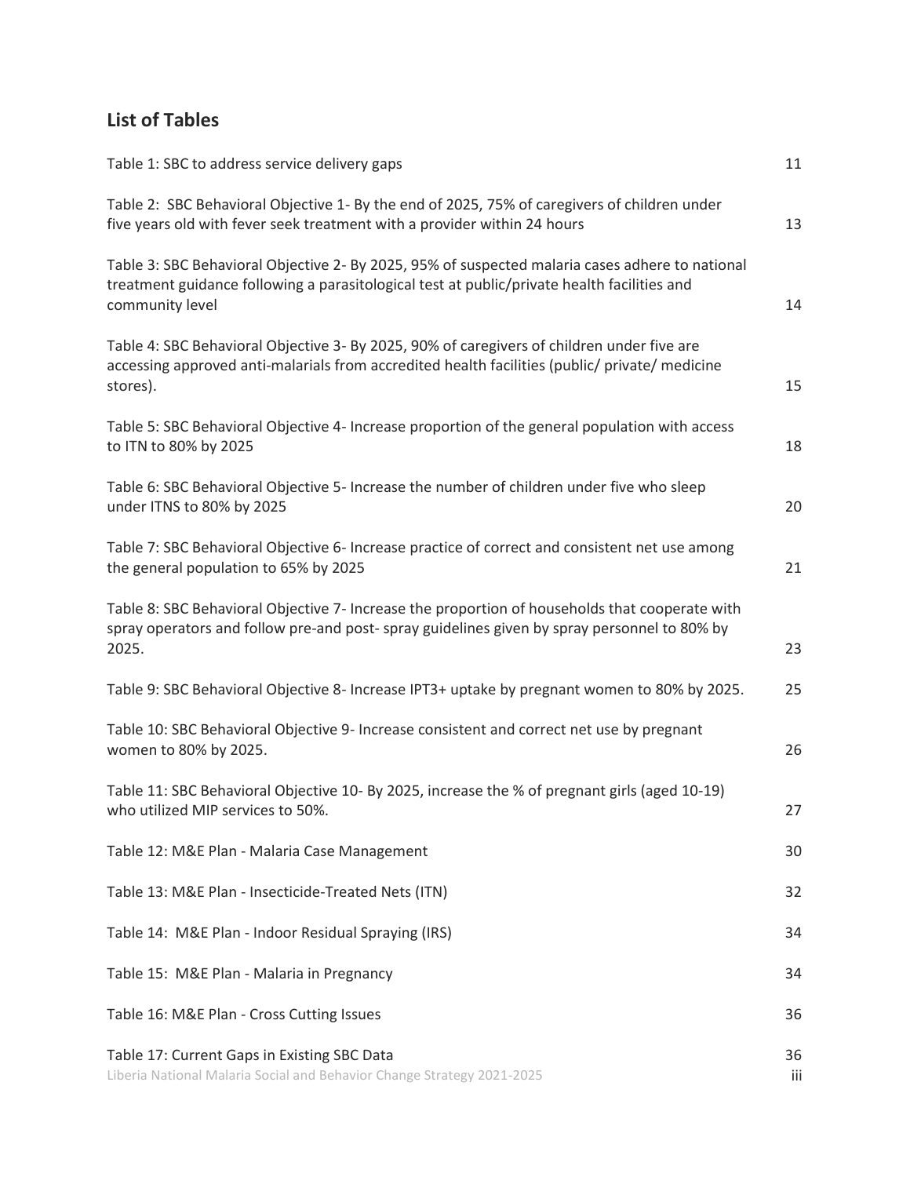## List of Tables

Table 1: SBC to address service delivery gaps 11

Table 2: SBC Behavioral Objective 1- By the end of 2025, 75% of caregivers of children under five years old with fever seek treatment with a provider within 24 hours 13

Table 3: SBC Behavioral Objective 2- By 2025, 95% of suspected malaria cases adhere to national treatment guidance following a parasitological test at public/private health facilities and community level 14

Table 4: SBC Behavioral Objective 3- By 2025, 90% of caregivers of children under five are accessing approved anti-malarials from accredited health facilities (public/ private/ medicine stores). 15

Table 5: SBC Behavioral Objective 4- Increase proportion of the general population with access to ITN to 80% by 2025 18

Table 6: SBC Behavioral Objective 5- Increase the number of children under five who sleep under ITNS to 80% by 2025 20

Table 7: SBC Behavioral Objective 6- Increase practice of correct and consistent net use among the general population to 65% by 2025 21

Table 8: SBC Behavioral Objective 7- Increase the proportion of households that cooperate with spray operators and follow pre-and post- spray guidelines given by spray personnel to 80% by 2025. 23

Table 9: SBC Behavioral Objective 8- Increase IPT3+ uptake by pregnant women to 80% by 2025. 25

Table 10: SBC Behavioral Objective 9- Increase consistent and correct net use by pregnant women to 80% by 2025. 26

Table 11: SBC Behavioral Objective 10- By 2025, increase the % of pregnant girls (aged 10-19) who utilized MIP services to 50%. 27

Table 12: M&E Plan - Malaria Case Management 30

Table 13: M&E Plan - Insecticide-Treated Nets (ITN) 32

Table 14: M&E Plan - Indoor Residual Spraying (IRS) 34

Table 15: M&E Plan - Malaria in Pregnancy 34

Table 16: M&E Plan - Cross Cutting Issues 36

Table 17: Current Gaps in Existing SBC Data 36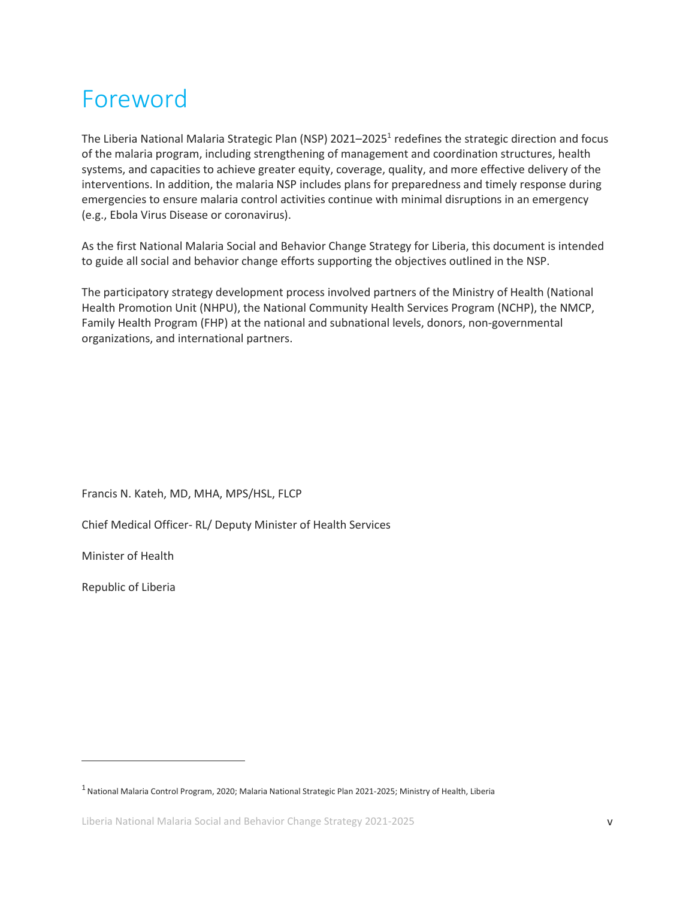# Foreword

The Liberia National Malaria Strategic Plan (NSP) 2021–2025[1] redefines the strategic direction and focus of the malaria program, including strengthening of management and coordination structures, health systems, and capacities to achieve greater equity, coverage, quality, and more effective delivery of the interventions. In addition, the malaria NSP includes plans for preparedness and timely response during emergencies to ensure malaria control activities continue with minimal disruptions in an emergency (e.g., Ebola Virus Disease or coronavirus).

As the first National Malaria Social and Behavior Change Strategy for Liberia, this document is intended to guide all social and behavior change efforts supporting the objectives outlined in the NSP.

The participatory strategy development process involved partners of the Ministry of Health (National Health Promotion Unit (NHPU), the National Community Health Services Program (NCHP), the NMCP, Family Health Program (FHP) at the national and subnational levels, donors, non-governmental organizations, and international partners.

Francis N. Kateh, MD, MHA, MPS/HSL, FLCP

Chief Medical Officer- RL/ Deputy Minister of Health Services

Minister of Health

Republic of Liberia

---

[1] National Malaria Control Program, 2020; Malaria National Strategic Plan 2021-2025; Ministry of Health, Liberia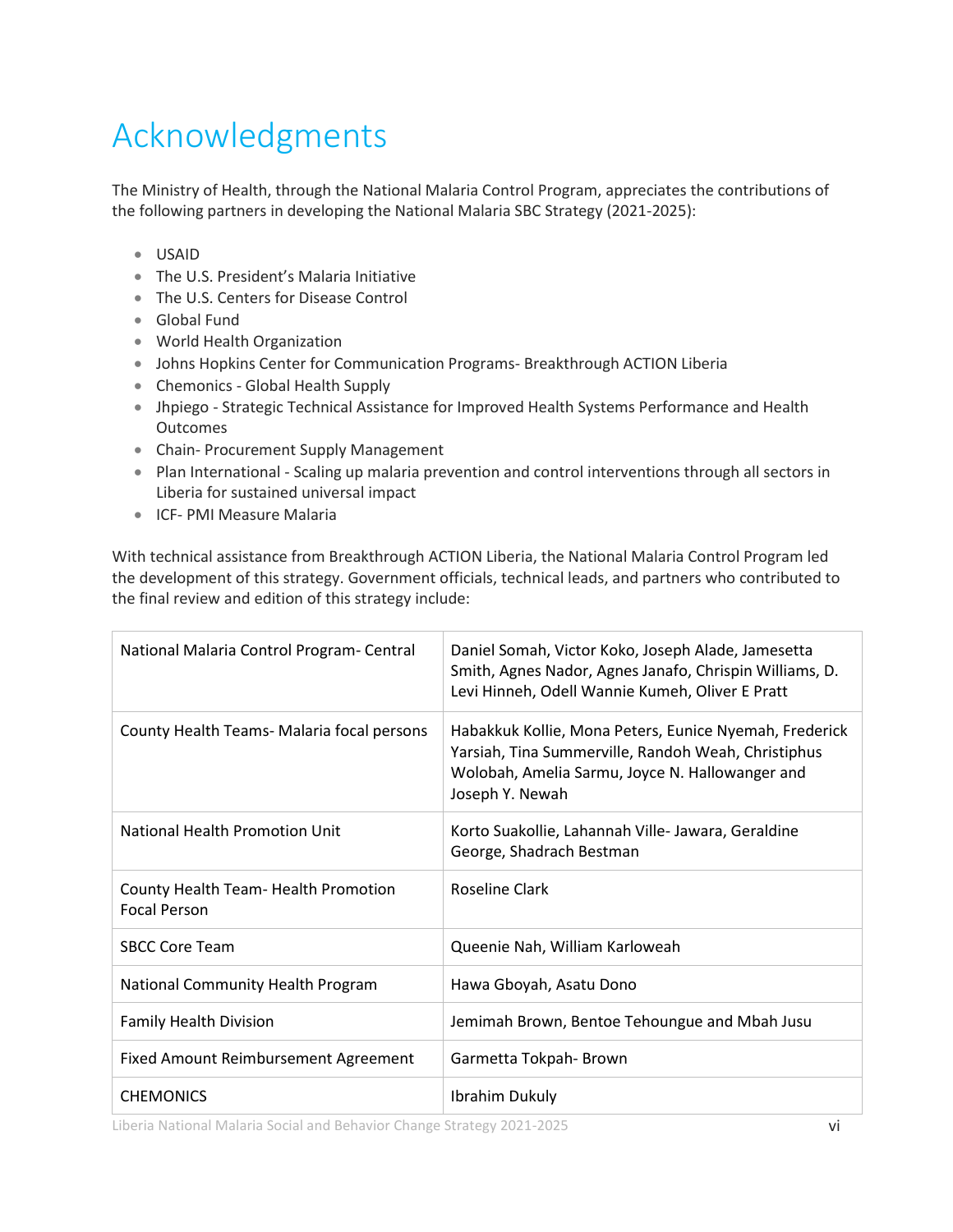# Acknowledgments

The Ministry of Health, through the National Malaria Control Program, appreciates the contributions of the following partners in developing the National Malaria SBC Strategy (2021-2025):

- USAID
- The U.S. President's Malaria Initiative
- The U.S. Centers for Disease Control
- Global Fund
- World Health Organization
- Johns Hopkins Center for Communication Programs- Breakthrough ACTION Liberia
- Chemonics - Global Health Supply
- Jhpiego - Strategic Technical Assistance for Improved Health Systems Performance and Health Outcomes
- Chain- Procurement Supply Management
- Plan International - Scaling up malaria prevention and control interventions through all sectors in Liberia for sustained universal impact
- ICF- PMI Measure Malaria

With technical assistance from Breakthrough ACTION Liberia, the National Malaria Control Program led the development of this strategy. Government officials, technical leads, and partners who contributed to the final review and edition of this strategy include:

| | |
|---|---|
| National Malaria Control Program- Central | Daniel Somah, Victor Koko, Joseph Alade, Jamesetta Smith, Agnes Nador, Agnes Janafo, Chrispin Williams, D. Levi Hinneh, Odell Wannie Kumeh, Oliver E Pratt |
| County Health Teams- Malaria focal persons | Habakkuk Kollie, Mona Peters, Eunice Nyemah, Frederick Yarsiah, Tina Summerville, Randoh Weah, Christiphus Wolobah, Amelia Sarmu, Joyce N. Hallowanger and Joseph Y. Newah |
| National Health Promotion Unit | Korto Suakollie, Lahannah Ville- Jawara, Geraldine George, Shadrach Bestman |
| County Health Team- Health Promotion Focal Person | Roseline Clark |
| SBCC Core Team | Queenie Nah, William Karloweah |
| National Community Health Program | Hawa Gboyah, Asatu Dono |
| Family Health Division | Jemimah Brown, Bentoe Tehoungue and Mbah Jusu |
| Fixed Amount Reimbursement Agreement | Garmetta Tokpah- Brown |
| CHEMONICS | Ibrahim Dukuly |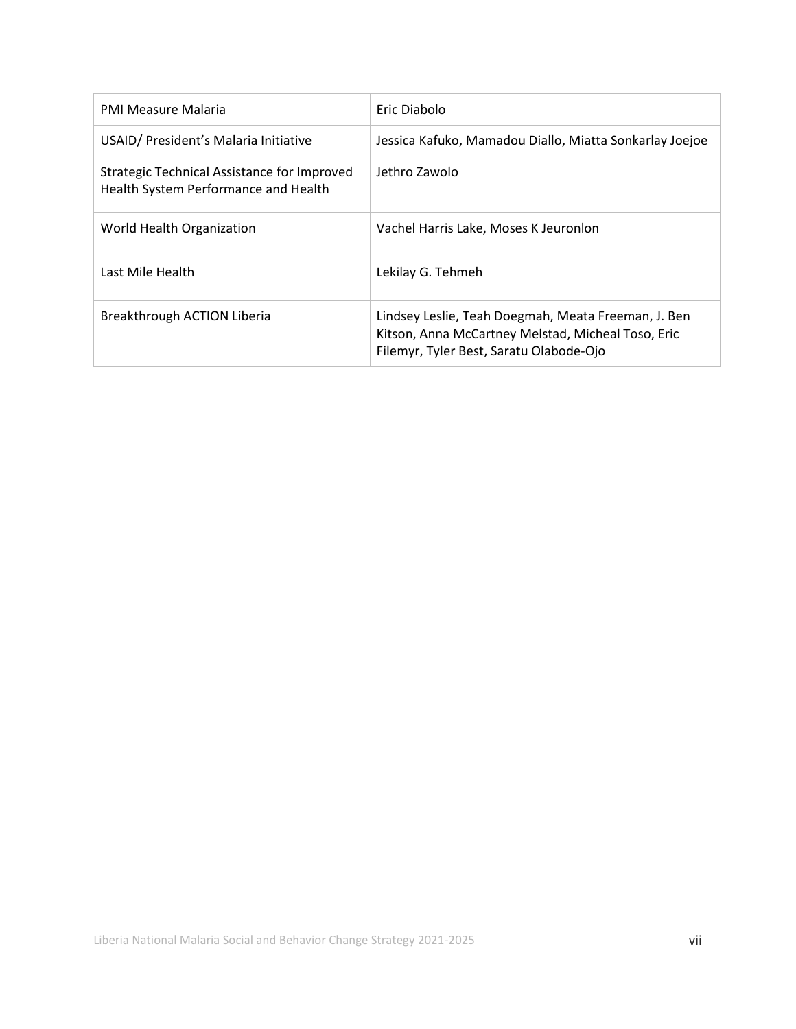| | |
|---|---|
| PMI Measure Malaria | Eric Diabolo |
| USAID/ President's Malaria Initiative | Jessica Kafuko, Mamadou Diallo, Miatta Sonkarlay Joejoe |
| Strategic Technical Assistance for Improved Health System Performance and Health | Jethro Zawolo |
| World Health Organization | Vachel Harris Lake, Moses K Jeuronlon |
| Last Mile Health | Lekilay G. Tehmeh |
| Breakthrough ACTION Liberia | Lindsey Leslie, Teah Doegmah, Meata Freeman, J. Ben Kitson, Anna McCartney Melstad, Micheal Toso, Eric Filemyr, Tyler Best, Saratu Olabode-Ojo |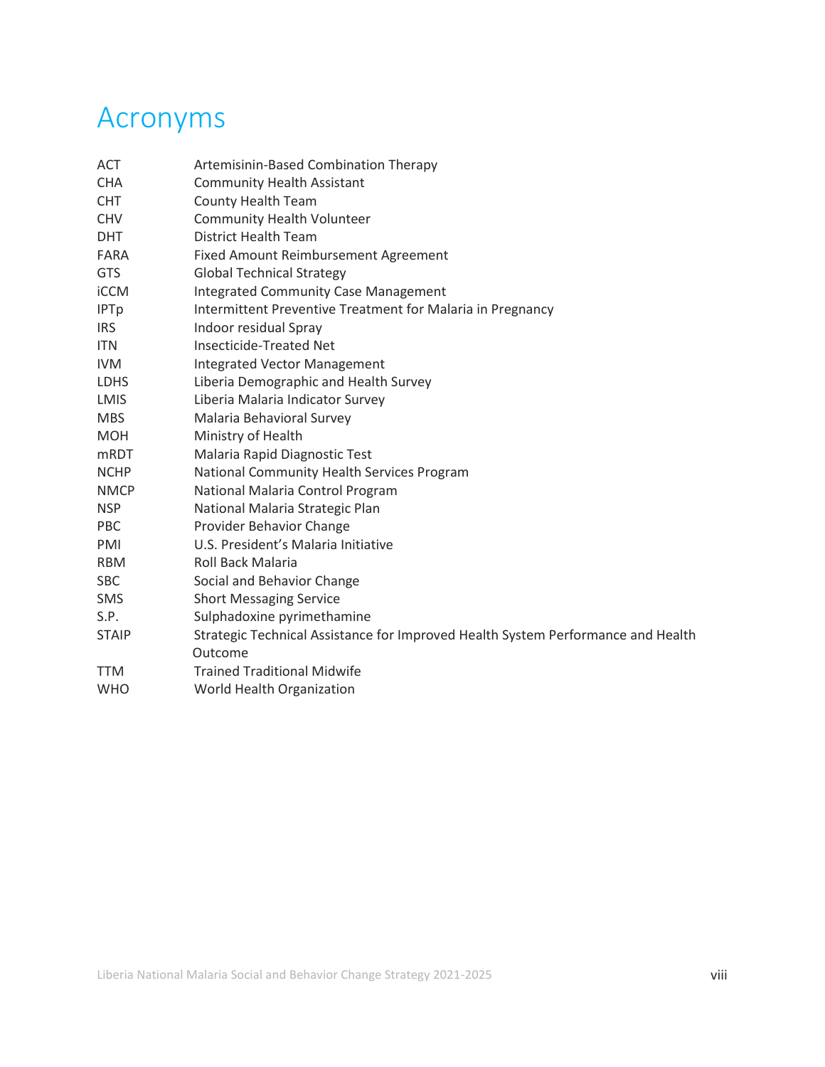# Acronyms

| | |
|---|---|
| ACT | Artemisinin-Based Combination Therapy |
| CHA | Community Health Assistant |
| CHT | County Health Team |
| CHV | Community Health Volunteer |
| DHT | District Health Team |
| FARA | Fixed Amount Reimbursement Agreement |
| GTS | Global Technical Strategy |
| iCCM | Integrated Community Case Management |
| IPTp | Intermittent Preventive Treatment for Malaria in Pregnancy |
| IRS | Indoor residual Spray |
| ITN | Insecticide-Treated Net |
| IVM | Integrated Vector Management |
| LDHS | Liberia Demographic and Health Survey |
| LMIS | Liberia Malaria Indicator Survey |
| MBS | Malaria Behavioral Survey |
| MOH | Ministry of Health |
| mRDT | Malaria Rapid Diagnostic Test |
| NCHP | National Community Health Services Program |
| NMCP | National Malaria Control Program |
| NSP | National Malaria Strategic Plan |
| PBC | Provider Behavior Change |
| PMI | U.S. President's Malaria Initiative |
| RBM | Roll Back Malaria |
| SBC | Social and Behavior Change |
| SMS | Short Messaging Service |
| S.P. | Sulphadoxine pyrimethamine |
| STAIP | Strategic Technical Assistance for Improved Health System Performance and Health Outcome |
| TTM | Trained Traditional Midwife |
| WHO | World Health Organization |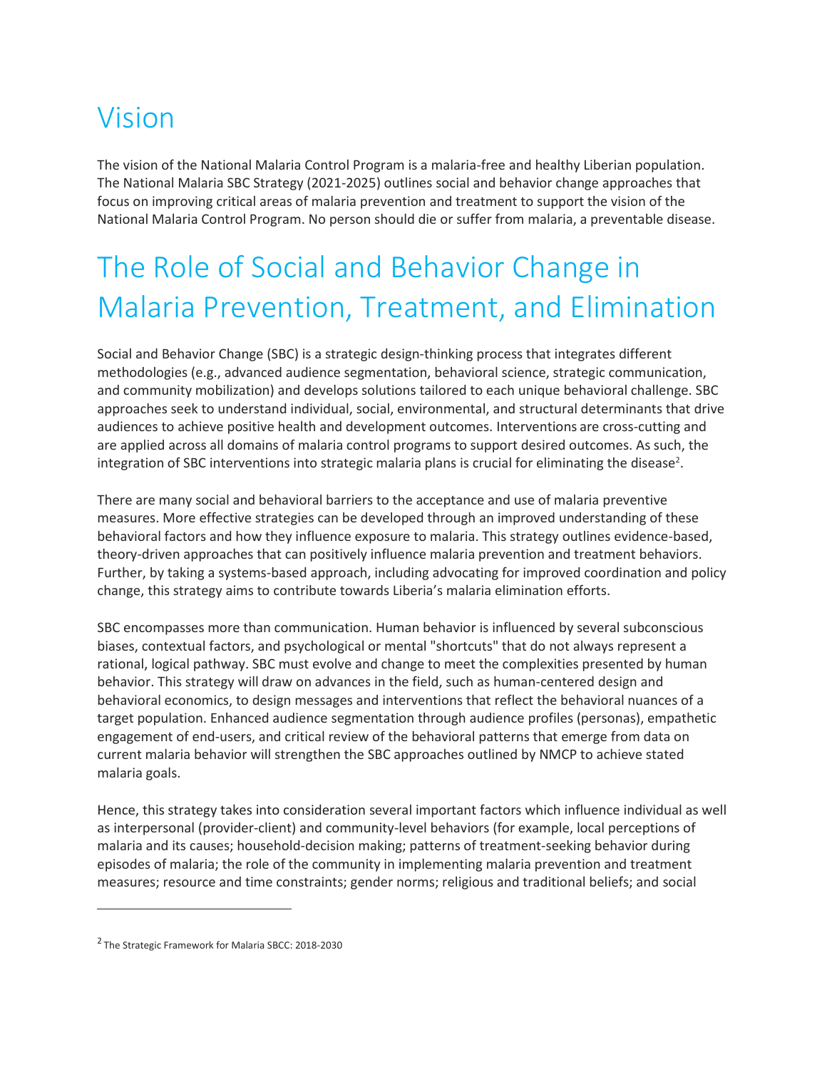# Vision

The vision of the National Malaria Control Program is a malaria-free and healthy Liberian population. The National Malaria SBC Strategy (2021-2025) outlines social and behavior change approaches that focus on improving critical areas of malaria prevention and treatment to support the vision of the National Malaria Control Program. No person should die or suffer from malaria, a preventable disease.

# The Role of Social and Behavior Change in Malaria Prevention, Treatment, and Elimination

Social and Behavior Change (SBC) is a strategic design-thinking process that integrates different methodologies (e.g., advanced audience segmentation, behavioral science, strategic communication, and community mobilization) and develops solutions tailored to each unique behavioral challenge. SBC approaches seek to understand individual, social, environmental, and structural determinants that drive audiences to achieve positive health and development outcomes. Interventions are cross-cutting and are applied across all domains of malaria control programs to support desired outcomes. As such, the integration of SBC interventions into strategic malaria plans is crucial for eliminating the disease[2].

There are many social and behavioral barriers to the acceptance and use of malaria preventive measures. More effective strategies can be developed through an improved understanding of these behavioral factors and how they influence exposure to malaria. This strategy outlines evidence-based, theory-driven approaches that can positively influence malaria prevention and treatment behaviors. Further, by taking a systems-based approach, including advocating for improved coordination and policy change, this strategy aims to contribute towards Liberia's malaria elimination efforts.

SBC encompasses more than communication. Human behavior is influenced by several subconscious biases, contextual factors, and psychological or mental "shortcuts" that do not always represent a rational, logical pathway. SBC must evolve and change to meet the complexities presented by human behavior. This strategy will draw on advances in the field, such as human-centered design and behavioral economics, to design messages and interventions that reflect the behavioral nuances of a target population. Enhanced audience segmentation through audience profiles (personas), empathetic engagement of end-users, and critical review of the behavioral patterns that emerge from data on current malaria behavior will strengthen the SBC approaches outlined by NMCP to achieve stated malaria goals.

Hence, this strategy takes into consideration several important factors which influence individual as well as interpersonal (provider-client) and community-level behaviors (for example, local perceptions of malaria and its causes; household-decision making; patterns of treatment-seeking behavior during episodes of malaria; the role of the community in implementing malaria prevention and treatment measures; resource and time constraints; gender norms; religious and traditional beliefs; and social

[2] The Strategic Framework for Malaria SBCC: 2018-2030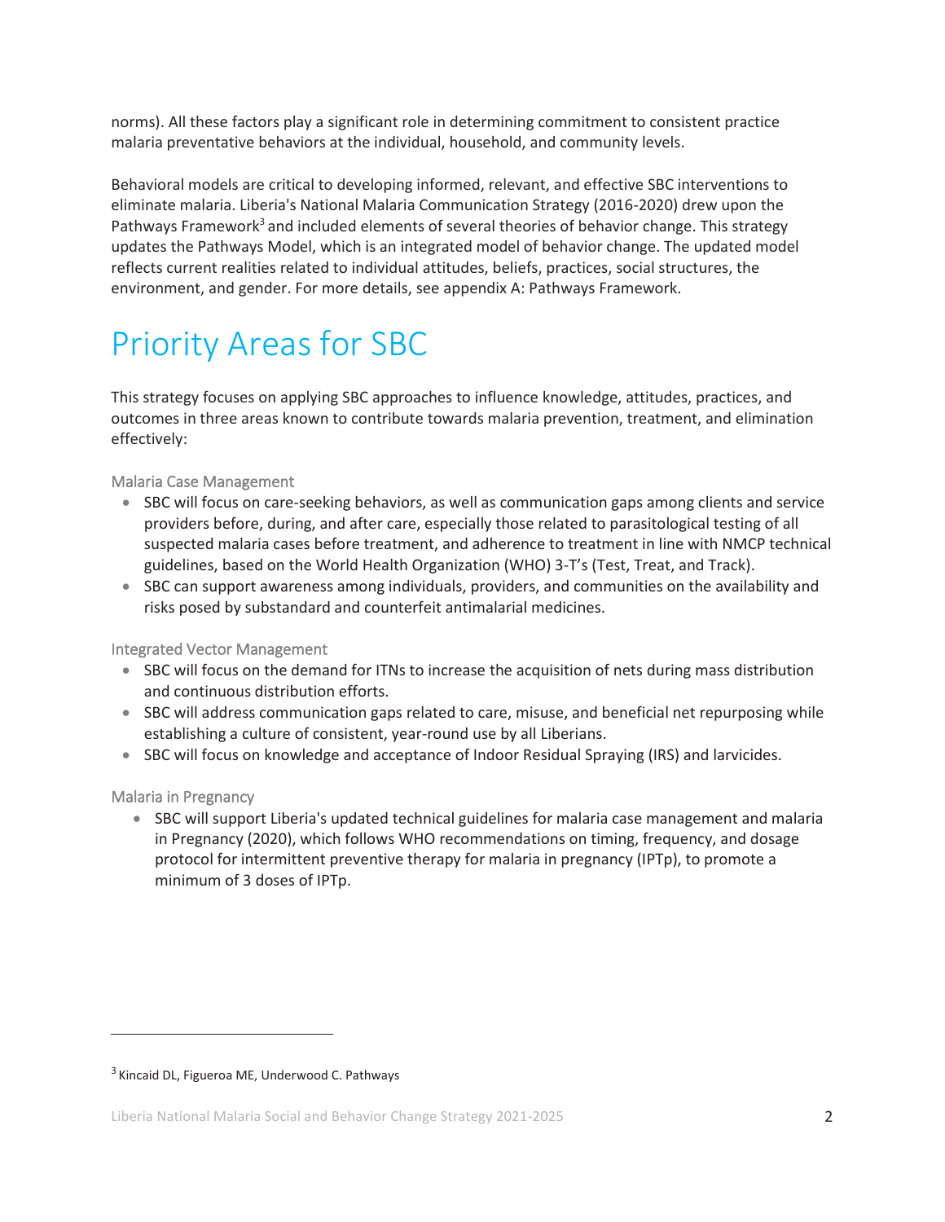norms). All these factors play a significant role in determining commitment to consistent practice malaria preventative behaviors at the individual, household, and community levels.

Behavioral models are critical to developing informed, relevant, and effective SBC interventions to eliminate malaria. Liberia's National Malaria Communication Strategy (2016-2020) drew upon the Pathways Framework[3] and included elements of several theories of behavior change. This strategy updates the Pathways Model, which is an integrated model of behavior change. The updated model reflects current realities related to individual attitudes, beliefs, practices, social structures, the environment, and gender. For more details, see appendix A: Pathways Framework.

# Priority Areas for SBC

This strategy focuses on applying SBC approaches to influence knowledge, attitudes, practices, and outcomes in three areas known to contribute towards malaria prevention, treatment, and elimination effectively:

### Malaria Case Management

- SBC will focus on care-seeking behaviors, as well as communication gaps among clients and service providers before, during, and after care, especially those related to parasitological testing of all suspected malaria cases before treatment, and adherence to treatment in line with NMCP technical guidelines, based on the World Health Organization (WHO) 3-T's (Test, Treat, and Track).
- SBC can support awareness among individuals, providers, and communities on the availability and risks posed by substandard and counterfeit antimalarial medicines.

### Integrated Vector Management

- SBC will focus on the demand for ITNs to increase the acquisition of nets during mass distribution and continuous distribution efforts.
- SBC will address communication gaps related to care, misuse, and beneficial net repurposing while establishing a culture of consistent, year-round use by all Liberians.
- SBC will focus on knowledge and acceptance of Indoor Residual Spraying (IRS) and larvicides.

### Malaria in Pregnancy

- SBC will support Liberia's updated technical guidelines for malaria case management and malaria in Pregnancy (2020), which follows WHO recommendations on timing, frequency, and dosage protocol for intermittent preventive therapy for malaria in pregnancy (IPTp), to promote a minimum of 3 doses of IPTp.

---

[3] Kincaid DL, Figueroa ME, Underwood C. Pathways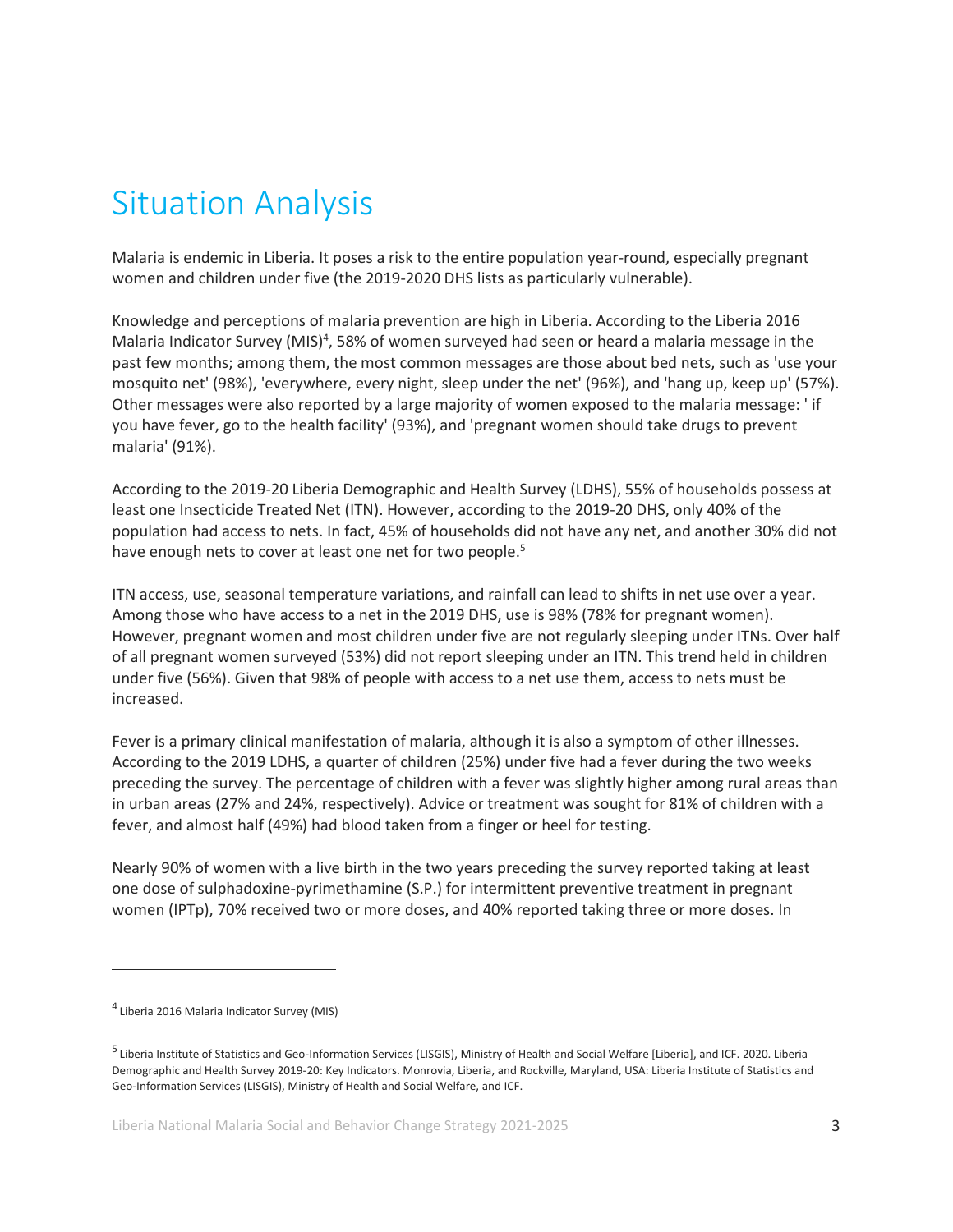# Situation Analysis

Malaria is endemic in Liberia. It poses a risk to the entire population year-round, especially pregnant women and children under five (the 2019-2020 DHS lists as particularly vulnerable).

Knowledge and perceptions of malaria prevention are high in Liberia. According to the Liberia 2016 Malaria Indicator Survey (MIS)[4], 58% of women surveyed had seen or heard a malaria message in the past few months; among them, the most common messages are those about bed nets, such as 'use your mosquito net' (98%), 'everywhere, every night, sleep under the net' (96%), and 'hang up, keep up' (57%). Other messages were also reported by a large majority of women exposed to the malaria message: ' if you have fever, go to the health facility' (93%), and 'pregnant women should take drugs to prevent malaria' (91%).

According to the 2019-20 Liberia Demographic and Health Survey (LDHS), 55% of households possess at least one Insecticide Treated Net (ITN). However, according to the 2019-20 DHS, only 40% of the population had access to nets. In fact, 45% of households did not have any net, and another 30% did not have enough nets to cover at least one net for two people.[5]

ITN access, use, seasonal temperature variations, and rainfall can lead to shifts in net use over a year. Among those who have access to a net in the 2019 DHS, use is 98% (78% for pregnant women). However, pregnant women and most children under five are not regularly sleeping under ITNs. Over half of all pregnant women surveyed (53%) did not report sleeping under an ITN. This trend held in children under five (56%). Given that 98% of people with access to a net use them, access to nets must be increased.

Fever is a primary clinical manifestation of malaria, although it is also a symptom of other illnesses. According to the 2019 LDHS, a quarter of children (25%) under five had a fever during the two weeks preceding the survey. The percentage of children with a fever was slightly higher among rural areas than in urban areas (27% and 24%, respectively). Advice or treatment was sought for 81% of children with a fever, and almost half (49%) had blood taken from a finger or heel for testing.

Nearly 90% of women with a live birth in the two years preceding the survey reported taking at least one dose of sulphadoxine-pyrimethamine (S.P.) for intermittent preventive treatment in pregnant women (IPTp), 70% received two or more doses, and 40% reported taking three or more doses. In

---

[4] Liberia 2016 Malaria Indicator Survey (MIS)

[5] Liberia Institute of Statistics and Geo-Information Services (LISGIS), Ministry of Health and Social Welfare [Liberia], and ICF. 2020. Liberia Demographic and Health Survey 2019-20: Key Indicators. Monrovia, Liberia, and Rockville, Maryland, USA: Liberia Institute of Statistics and Geo-Information Services (LISGIS), Ministry of Health and Social Welfare, and ICF.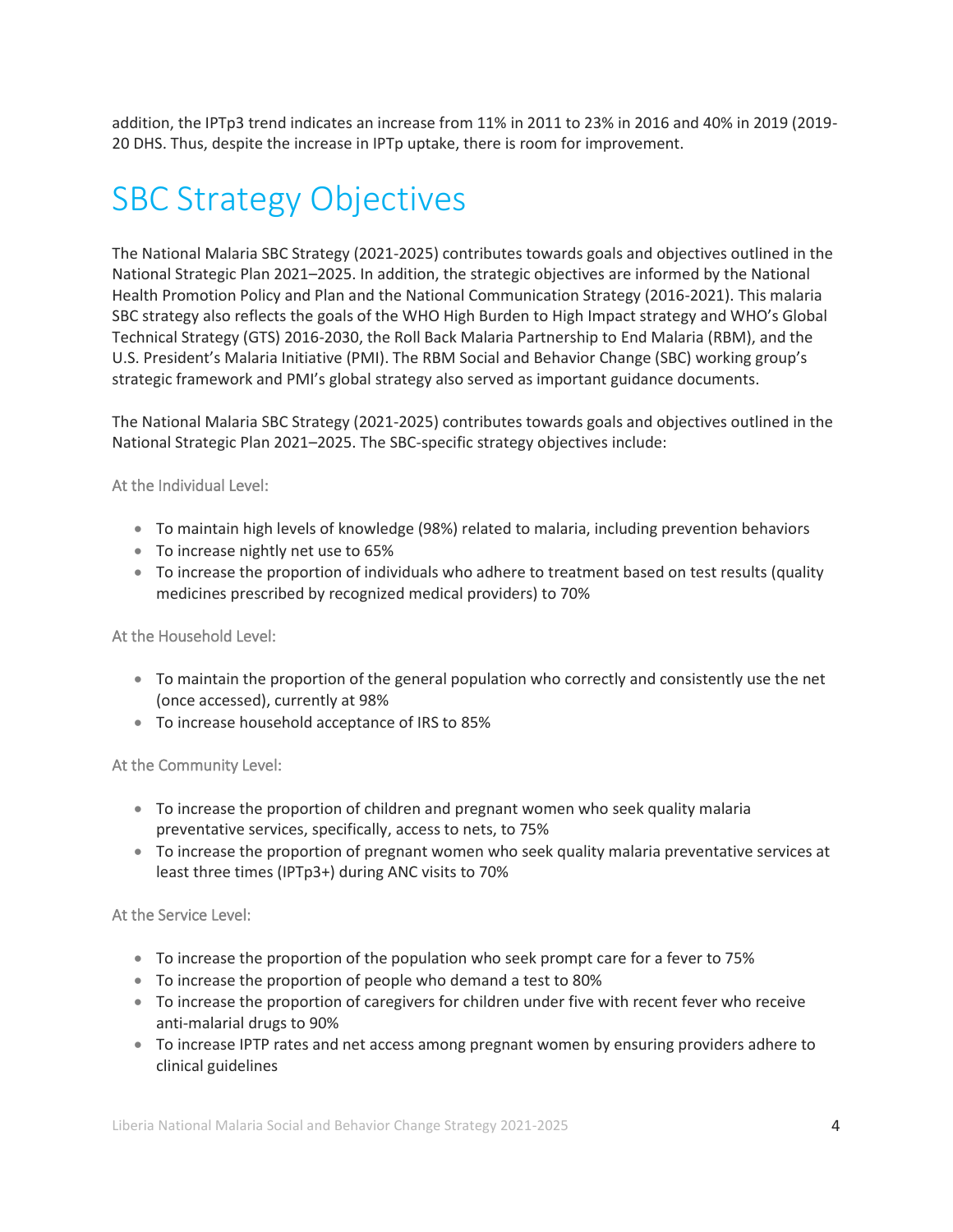addition, the IPTp3 trend indicates an increase from 11% in 2011 to 23% in 2016 and 40% in 2019 (2019-20 DHS. Thus, despite the increase in IPTp uptake, there is room for improvement.

# SBC Strategy Objectives

The National Malaria SBC Strategy (2021-2025) contributes towards goals and objectives outlined in the National Strategic Plan 2021–2025. In addition, the strategic objectives are informed by the National Health Promotion Policy and Plan and the National Communication Strategy (2016-2021). This malaria SBC strategy also reflects the goals of the WHO High Burden to High Impact strategy and WHO's Global Technical Strategy (GTS) 2016-2030, the Roll Back Malaria Partnership to End Malaria (RBM), and the U.S. President's Malaria Initiative (PMI). The RBM Social and Behavior Change (SBC) working group's strategic framework and PMI's global strategy also served as important guidance documents.

The National Malaria SBC Strategy (2021-2025) contributes towards goals and objectives outlined in the National Strategic Plan 2021–2025. The SBC-specific strategy objectives include:

### At the Individual Level:

- To maintain high levels of knowledge (98%) related to malaria, including prevention behaviors
- To increase nightly net use to 65%
- To increase the proportion of individuals who adhere to treatment based on test results (quality medicines prescribed by recognized medical providers) to 70%

### At the Household Level:

- To maintain the proportion of the general population who correctly and consistently use the net (once accessed), currently at 98%
- To increase household acceptance of IRS to 85%

### At the Community Level:

- To increase the proportion of children and pregnant women who seek quality malaria preventative services, specifically, access to nets, to 75%
- To increase the proportion of pregnant women who seek quality malaria preventative services at least three times (IPTp3+) during ANC visits to 70%

### At the Service Level:

- To increase the proportion of the population who seek prompt care for a fever to 75%
- To increase the proportion of people who demand a test to 80%
- To increase the proportion of caregivers for children under five with recent fever who receive anti-malarial drugs to 90%
- To increase IPTP rates and net access among pregnant women by ensuring providers adhere to clinical guidelines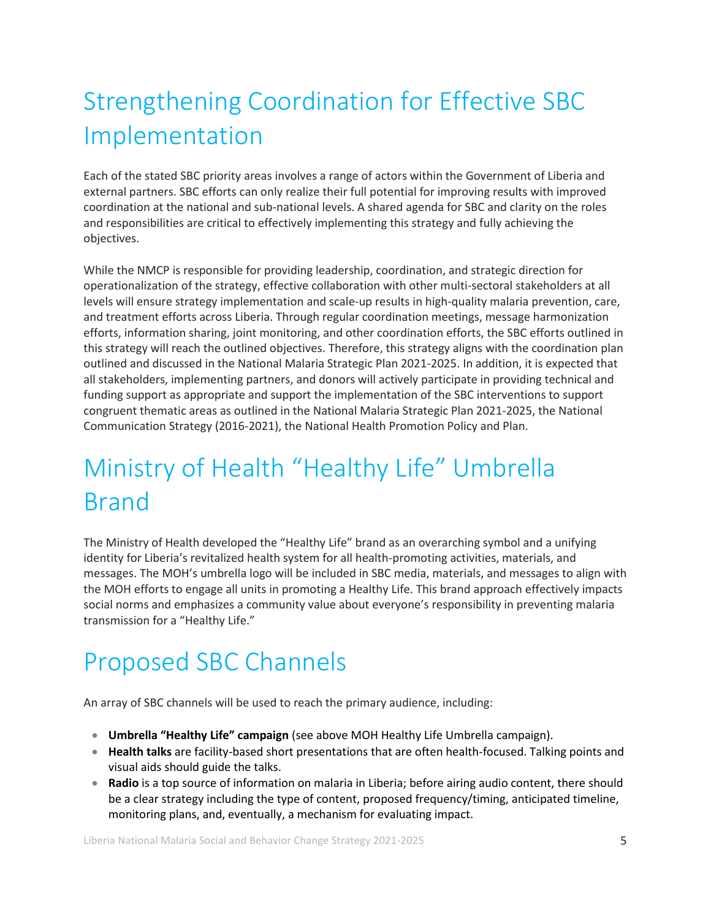# Strengthening Coordination for Effective SBC Implementation

Each of the stated SBC priority areas involves a range of actors within the Government of Liberia and external partners. SBC efforts can only realize their full potential for improving results with improved coordination at the national and sub-national levels. A shared agenda for SBC and clarity on the roles and responsibilities are critical to effectively implementing this strategy and fully achieving the objectives.

While the NMCP is responsible for providing leadership, coordination, and strategic direction for operationalization of the strategy, effective collaboration with other multi-sectoral stakeholders at all levels will ensure strategy implementation and scale-up results in high-quality malaria prevention, care, and treatment efforts across Liberia. Through regular coordination meetings, message harmonization efforts, information sharing, joint monitoring, and other coordination efforts, the SBC efforts outlined in this strategy will reach the outlined objectives. Therefore, this strategy aligns with the coordination plan outlined and discussed in the National Malaria Strategic Plan 2021-2025. In addition, it is expected that all stakeholders, implementing partners, and donors will actively participate in providing technical and funding support as appropriate and support the implementation of the SBC interventions to support congruent thematic areas as outlined in the National Malaria Strategic Plan 2021-2025, the National Communication Strategy (2016-2021), the National Health Promotion Policy and Plan.

# Ministry of Health "Healthy Life" Umbrella Brand

The Ministry of Health developed the "Healthy Life" brand as an overarching symbol and a unifying identity for Liberia's revitalized health system for all health-promoting activities, materials, and messages. The MOH's umbrella logo will be included in SBC media, materials, and messages to align with the MOH efforts to engage all units in promoting a Healthy Life. This brand approach effectively impacts social norms and emphasizes a community value about everyone's responsibility in preventing malaria transmission for a "Healthy Life."

# Proposed SBC Channels

An array of SBC channels will be used to reach the primary audience, including:

- **Umbrella "Healthy Life" campaign** (see above MOH Healthy Life Umbrella campaign).
- **Health talks** are facility-based short presentations that are often health-focused. Talking points and visual aids should guide the talks.
- **Radio** is a top source of information on malaria in Liberia; before airing audio content, there should be a clear strategy including the type of content, proposed frequency/timing, anticipated timeline, monitoring plans, and, eventually, a mechanism for evaluating impact.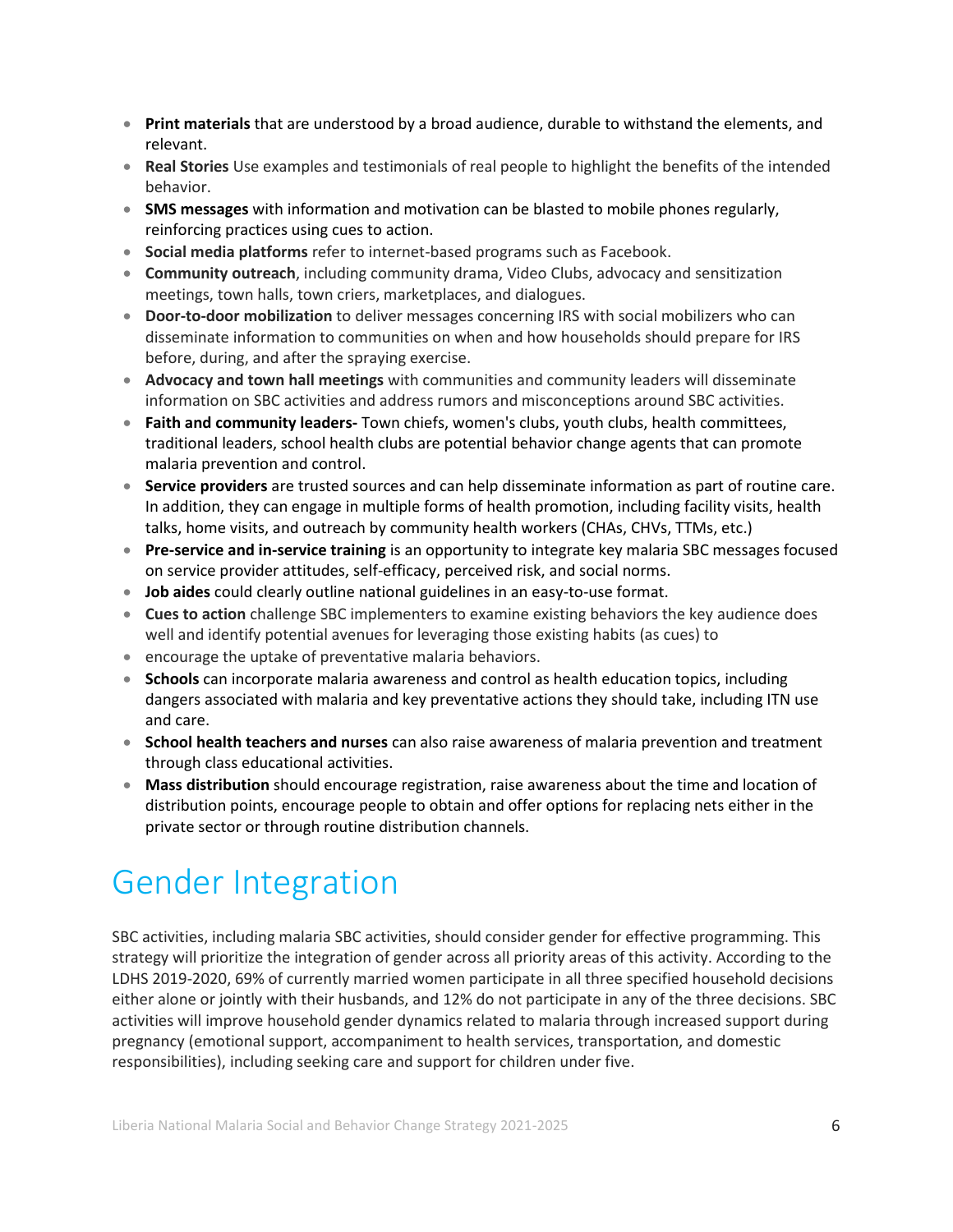- **Print materials** that are understood by a broad audience, durable to withstand the elements, and relevant.
- **Real Stories** Use examples and testimonials of real people to highlight the benefits of the intended behavior.
- **SMS messages** with information and motivation can be blasted to mobile phones regularly, reinforcing practices using cues to action.
- **Social media platforms** refer to internet-based programs such as Facebook.
- **Community outreach**, including community drama, Video Clubs, advocacy and sensitization meetings, town halls, town criers, marketplaces, and dialogues.
- **Door-to-door mobilization** to deliver messages concerning IRS with social mobilizers who can disseminate information to communities on when and how households should prepare for IRS before, during, and after the spraying exercise.
- **Advocacy and town hall meetings** with communities and community leaders will disseminate information on SBC activities and address rumors and misconceptions around SBC activities.
- **Faith and community leaders-** Town chiefs, women's clubs, youth clubs, health committees, traditional leaders, school health clubs are potential behavior change agents that can promote malaria prevention and control.
- **Service providers** are trusted sources and can help disseminate information as part of routine care. In addition, they can engage in multiple forms of health promotion, including facility visits, health talks, home visits, and outreach by community health workers (CHAs, CHVs, TTMs, etc.)
- **Pre-service and in-service training** is an opportunity to integrate key malaria SBC messages focused on service provider attitudes, self-efficacy, perceived risk, and social norms.
- **Job aides** could clearly outline national guidelines in an easy-to-use format.
- **Cues to action** challenge SBC implementers to examine existing behaviors the key audience does well and identify potential avenues for leveraging those existing habits (as cues) to
- encourage the uptake of preventative malaria behaviors.
- **Schools** can incorporate malaria awareness and control as health education topics, including dangers associated with malaria and key preventative actions they should take, including ITN use and care.
- **School health teachers and nurses** can also raise awareness of malaria prevention and treatment through class educational activities.
- **Mass distribution** should encourage registration, raise awareness about the time and location of distribution points, encourage people to obtain and offer options for replacing nets either in the private sector or through routine distribution channels.

# Gender Integration

SBC activities, including malaria SBC activities, should consider gender for effective programming. This strategy will prioritize the integration of gender across all priority areas of this activity. According to the LDHS 2019-2020, 69% of currently married women participate in all three specified household decisions either alone or jointly with their husbands, and 12% do not participate in any of the three decisions. SBC activities will improve household gender dynamics related to malaria through increased support during pregnancy (emotional support, accompaniment to health services, transportation, and domestic responsibilities), including seeking care and support for children under five.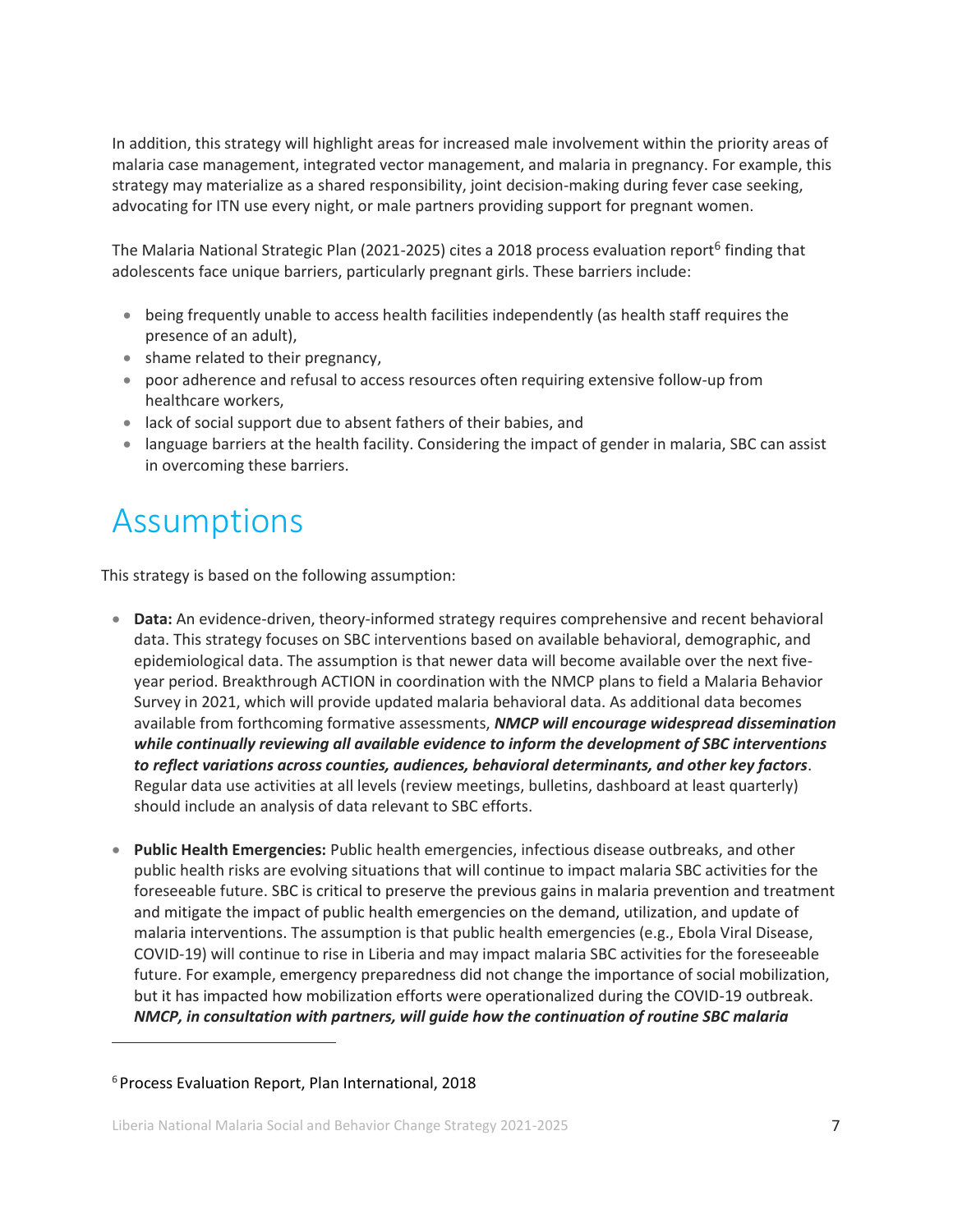In addition, this strategy will highlight areas for increased male involvement within the priority areas of malaria case management, integrated vector management, and malaria in pregnancy. For example, this strategy may materialize as a shared responsibility, joint decision-making during fever case seeking, advocating for ITN use every night, or male partners providing support for pregnant women.

The Malaria National Strategic Plan (2021-2025) cites a 2018 process evaluation report[6] finding that adolescents face unique barriers, particularly pregnant girls. These barriers include:

- being frequently unable to access health facilities independently (as health staff requires the presence of an adult),
- shame related to their pregnancy,
- poor adherence and refusal to access resources often requiring extensive follow-up from healthcare workers,
- lack of social support due to absent fathers of their babies, and
- language barriers at the health facility. Considering the impact of gender in malaria, SBC can assist in overcoming these barriers.

# Assumptions

This strategy is based on the following assumption:

- **Data:** An evidence-driven, theory-informed strategy requires comprehensive and recent behavioral data. This strategy focuses on SBC interventions based on available behavioral, demographic, and epidemiological data. The assumption is that newer data will become available over the next five-year period. Breakthrough ACTION in coordination with the NMCP plans to field a Malaria Behavior Survey in 2021, which will provide updated malaria behavioral data. As additional data becomes available from forthcoming formative assessments, ***NMCP will encourage widespread dissemination while continually reviewing all available evidence to inform the development of SBC interventions to reflect variations across counties, audiences, behavioral determinants, and other key factors***. Regular data use activities at all levels (review meetings, bulletins, dashboard at least quarterly) should include an analysis of data relevant to SBC efforts.

- **Public Health Emergencies:** Public health emergencies, infectious disease outbreaks, and other public health risks are evolving situations that will continue to impact malaria SBC activities for the foreseeable future. SBC is critical to preserve the previous gains in malaria prevention and treatment and mitigate the impact of public health emergencies on the demand, utilization, and update of malaria interventions. The assumption is that public health emergencies (e.g., Ebola Viral Disease, COVID-19) will continue to rise in Liberia and may impact malaria SBC activities for the foreseeable future. For example, emergency preparedness did not change the importance of social mobilization, but it has impacted how mobilization efforts were operationalized during the COVID-19 outbreak. ***NMCP, in consultation with partners, will guide how the continuation of routine SBC malaria***

[6] Process Evaluation Report, Plan International, 2018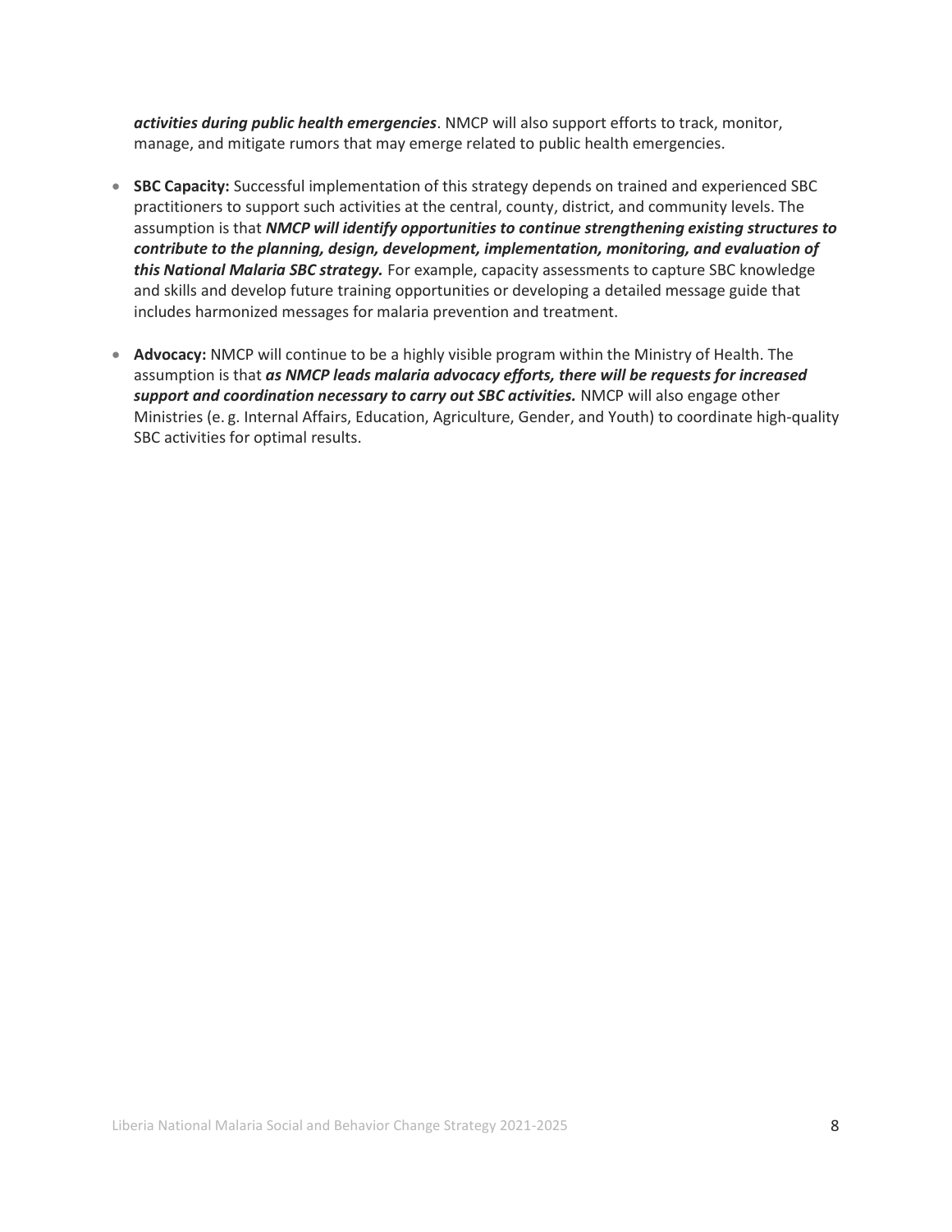***activities during public health emergencies***. NMCP will also support efforts to track, monitor, manage, and mitigate rumors that may emerge related to public health emergencies.

- **SBC Capacity:** Successful implementation of this strategy depends on trained and experienced SBC practitioners to support such activities at the central, county, district, and community levels. The assumption is that ***NMCP will identify opportunities to continue strengthening existing structures to contribute to the planning, design, development, implementation, monitoring, and evaluation of this National Malaria SBC strategy.*** For example, capacity assessments to capture SBC knowledge and skills and develop future training opportunities or developing a detailed message guide that includes harmonized messages for malaria prevention and treatment.

- **Advocacy:** NMCP will continue to be a highly visible program within the Ministry of Health. The assumption is that ***as NMCP leads malaria advocacy efforts, there will be requests for increased support and coordination necessary to carry out SBC activities.*** NMCP will also engage other Ministries (e. g. Internal Affairs, Education, Agriculture, Gender, and Youth) to coordinate high-quality SBC activities for optimal results.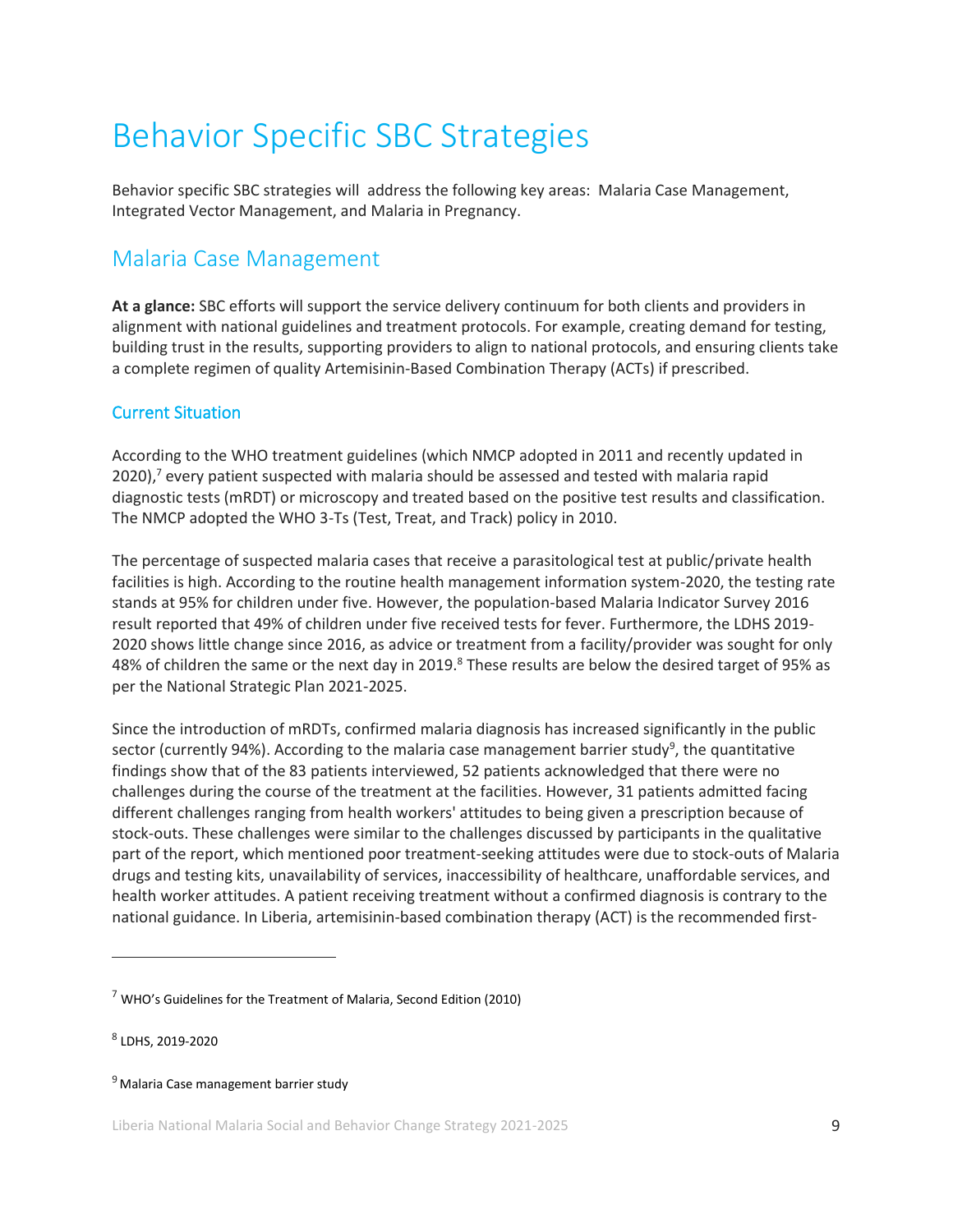# Behavior Specific SBC Strategies

Behavior specific SBC strategies will address the following key areas: Malaria Case Management, Integrated Vector Management, and Malaria in Pregnancy.

## Malaria Case Management

**At a glance:** SBC efforts will support the service delivery continuum for both clients and providers in alignment with national guidelines and treatment protocols. For example, creating demand for testing, building trust in the results, supporting providers to align to national protocols, and ensuring clients take a complete regimen of quality Artemisinin-Based Combination Therapy (ACTs) if prescribed.

### Current Situation

According to the WHO treatment guidelines (which NMCP adopted in 2011 and recently updated in 2020),[7] every patient suspected with malaria should be assessed and tested with malaria rapid diagnostic tests (mRDT) or microscopy and treated based on the positive test results and classification. The NMCP adopted the WHO 3-Ts (Test, Treat, and Track) policy in 2010.

The percentage of suspected malaria cases that receive a parasitological test at public/private health facilities is high. According to the routine health management information system-2020, the testing rate stands at 95% for children under five. However, the population-based Malaria Indicator Survey 2016 result reported that 49% of children under five received tests for fever. Furthermore, the LDHS 2019-2020 shows little change since 2016, as advice or treatment from a facility/provider was sought for only 48% of children the same or the next day in 2019.[8] These results are below the desired target of 95% as per the National Strategic Plan 2021-2025.

Since the introduction of mRDTs, confirmed malaria diagnosis has increased significantly in the public sector (currently 94%). According to the malaria case management barrier study[9], the quantitative findings show that of the 83 patients interviewed, 52 patients acknowledged that there were no challenges during the course of the treatment at the facilities. However, 31 patients admitted facing different challenges ranging from health workers' attitudes to being given a prescription because of stock-outs. These challenges were similar to the challenges discussed by participants in the qualitative part of the report, which mentioned poor treatment-seeking attitudes were due to stock-outs of Malaria drugs and testing kits, unavailability of services, inaccessibility of healthcare, unaffordable services, and health worker attitudes. A patient receiving treatment without a confirmed diagnosis is contrary to the national guidance. In Liberia, artemisinin-based combination therapy (ACT) is the recommended first-

---

[7] WHO's Guidelines for the Treatment of Malaria, Second Edition (2010)

[8] LDHS, 2019-2020

[9] Malaria Case management barrier study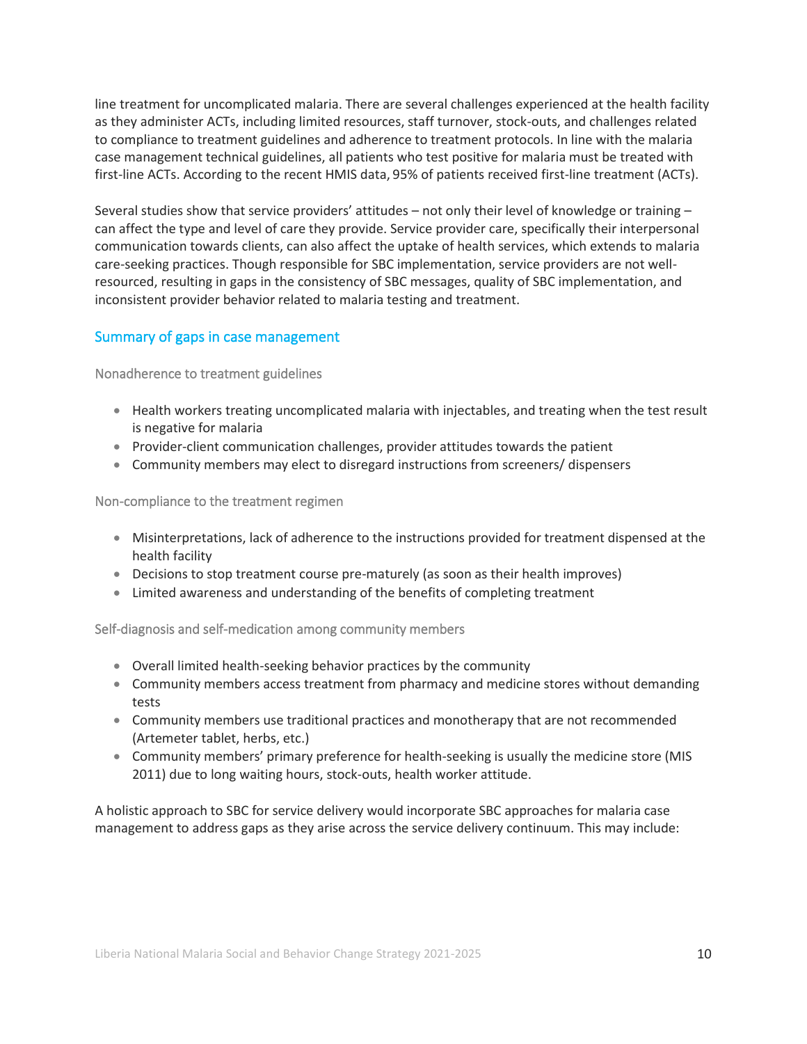line treatment for uncomplicated malaria. There are several challenges experienced at the health facility as they administer ACTs, including limited resources, staff turnover, stock-outs, and challenges related to compliance to treatment guidelines and adherence to treatment protocols. In line with the malaria case management technical guidelines, all patients who test positive for malaria must be treated with first-line ACTs. According to the recent HMIS data, 95% of patients received first-line treatment (ACTs).

Several studies show that service providers' attitudes – not only their level of knowledge or training – can affect the type and level of care they provide. Service provider care, specifically their interpersonal communication towards clients, can also affect the uptake of health services, which extends to malaria care-seeking practices. Though responsible for SBC implementation, service providers are not well-resourced, resulting in gaps in the consistency of SBC messages, quality of SBC implementation, and inconsistent provider behavior related to malaria testing and treatment.

## Summary of gaps in case management

### Nonadherence to treatment guidelines

- Health workers treating uncomplicated malaria with injectables, and treating when the test result is negative for malaria
- Provider-client communication challenges, provider attitudes towards the patient
- Community members may elect to disregard instructions from screeners/ dispensers

### Non-compliance to the treatment regimen

- Misinterpretations, lack of adherence to the instructions provided for treatment dispensed at the health facility
- Decisions to stop treatment course pre-maturely (as soon as their health improves)
- Limited awareness and understanding of the benefits of completing treatment

### Self-diagnosis and self-medication among community members

- Overall limited health-seeking behavior practices by the community
- Community members access treatment from pharmacy and medicine stores without demanding tests
- Community members use traditional practices and monotherapy that are not recommended (Artemeter tablet, herbs, etc.)
- Community members' primary preference for health-seeking is usually the medicine store (MIS 2011) due to long waiting hours, stock-outs, health worker attitude.

A holistic approach to SBC for service delivery would incorporate SBC approaches for malaria case management to address gaps as they arise across the service delivery continuum. This may include: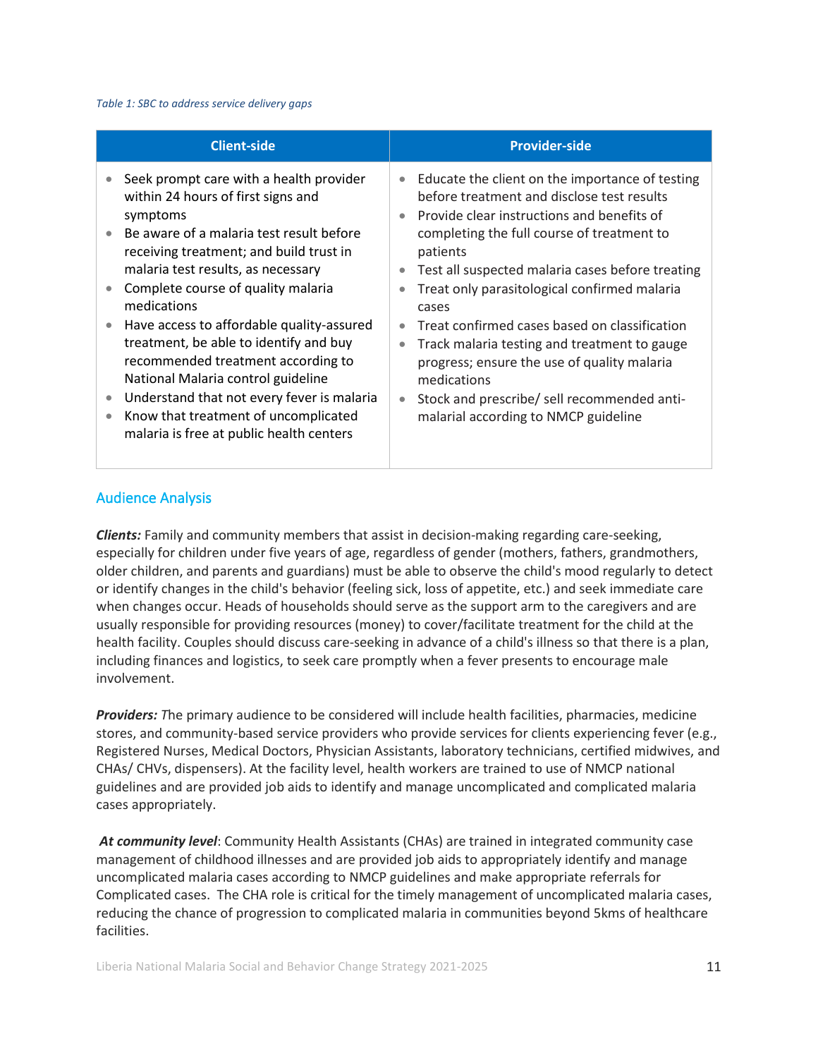*Table 1: SBC to address service delivery gaps*

| Client-side | Provider-side |
|---|---|
| • Seek prompt care with a health provider within 24 hours of first signs and symptoms<br>• Be aware of a malaria test result before receiving treatment; and build trust in malaria test results, as necessary<br>• Complete course of quality malaria medications<br>• Have access to affordable quality-assured treatment, be able to identify and buy recommended treatment according to National Malaria control guideline<br>• Understand that not every fever is malaria<br>• Know that treatment of uncomplicated malaria is free at public health centers | • Educate the client on the importance of testing before treatment and disclose test results<br>• Provide clear instructions and benefits of completing the full course of treatment to patients<br>• Test all suspected malaria cases before treating<br>• Treat only parasitological confirmed malaria cases<br>• Treat confirmed cases based on classification<br>• Track malaria testing and treatment to gauge progress; ensure the use of quality malaria medications<br>• Stock and prescribe/ sell recommended anti-malarial according to NMCP guideline |

## Audience Analysis

***Clients:*** Family and community members that assist in decision-making regarding care-seeking, especially for children under five years of age, regardless of gender (mothers, fathers, grandmothers, older children, and parents and guardians) must be able to observe the child's mood regularly to detect or identify changes in the child's behavior (feeling sick, loss of appetite, etc.) and seek immediate care when changes occur. Heads of households should serve as the support arm to the caregivers and are usually responsible for providing resources (money) to cover/facilitate treatment for the child at the health facility. Couples should discuss care-seeking in advance of a child's illness so that there is a plan, including finances and logistics, to seek care promptly when a fever presents to encourage male involvement.

***Providers:*** *T*he primary audience to be considered will include health facilities, pharmacies, medicine stores, and community-based service providers who provide services for clients experiencing fever (e.g., Registered Nurses, Medical Doctors, Physician Assistants, laboratory technicians, certified midwives, and CHAs/ CHVs, dispensers). At the facility level, health workers are trained to use of NMCP national guidelines and are provided job aids to identify and manage uncomplicated and complicated malaria cases appropriately.

***At community level***: Community Health Assistants (CHAs) are trained in integrated community case management of childhood illnesses and are provided job aids to appropriately identify and manage uncomplicated malaria cases according to NMCP guidelines and make appropriate referrals for Complicated cases. The CHA role is critical for the timely management of uncomplicated malaria cases, reducing the chance of progression to complicated malaria in communities beyond 5kms of healthcare facilities.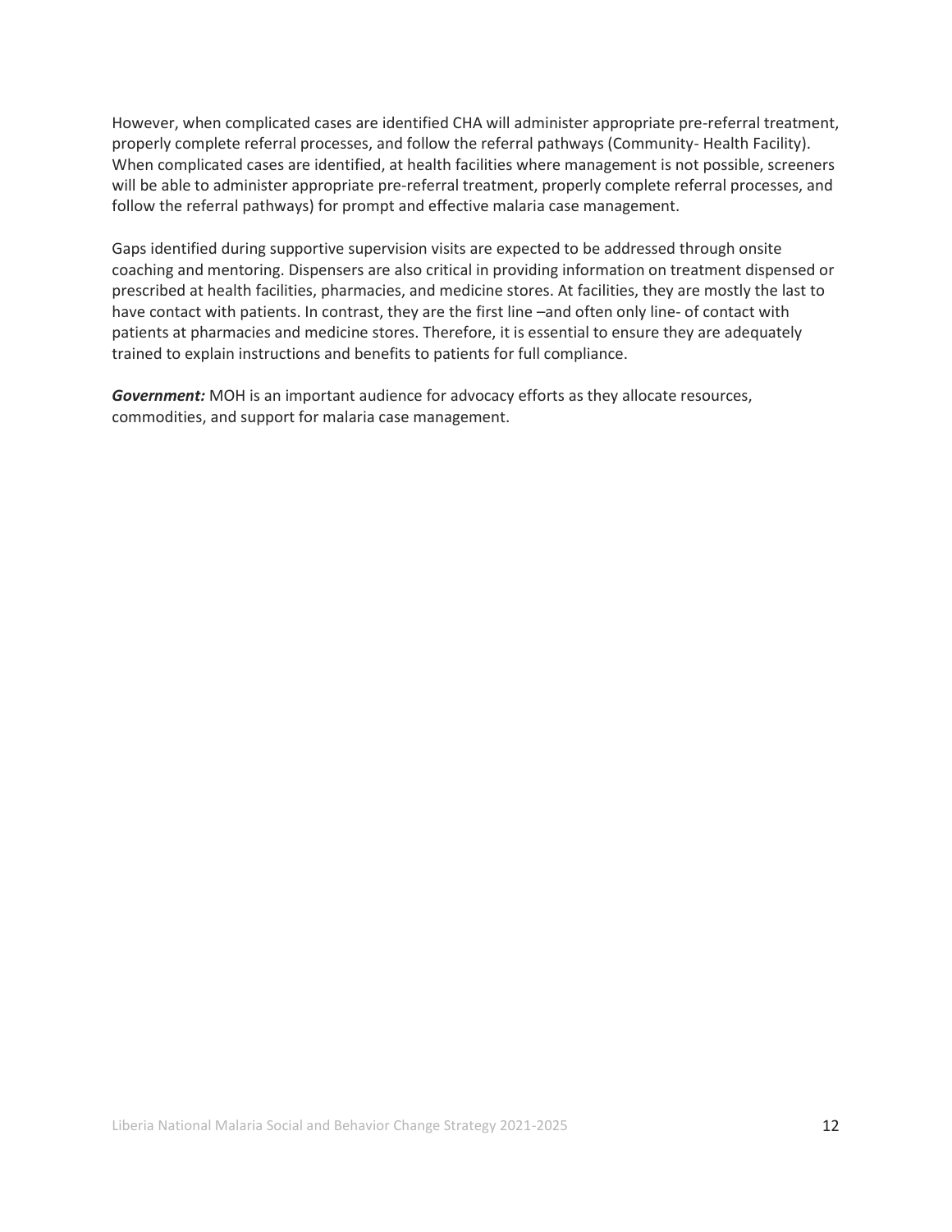However, when complicated cases are identified CHA will administer appropriate pre-referral treatment, properly complete referral processes, and follow the referral pathways (Community- Health Facility). When complicated cases are identified, at health facilities where management is not possible, screeners will be able to administer appropriate pre-referral treatment, properly complete referral processes, and follow the referral pathways) for prompt and effective malaria case management.

Gaps identified during supportive supervision visits are expected to be addressed through onsite coaching and mentoring. Dispensers are also critical in providing information on treatment dispensed or prescribed at health facilities, pharmacies, and medicine stores. At facilities, they are mostly the last to have contact with patients. In contrast, they are the first line –and often only line- of contact with patients at pharmacies and medicine stores. Therefore, it is essential to ensure they are adequately trained to explain instructions and benefits to patients for full compliance.

***Government:*** MOH is an important audience for advocacy efforts as they allocate resources, commodities, and support for malaria case management.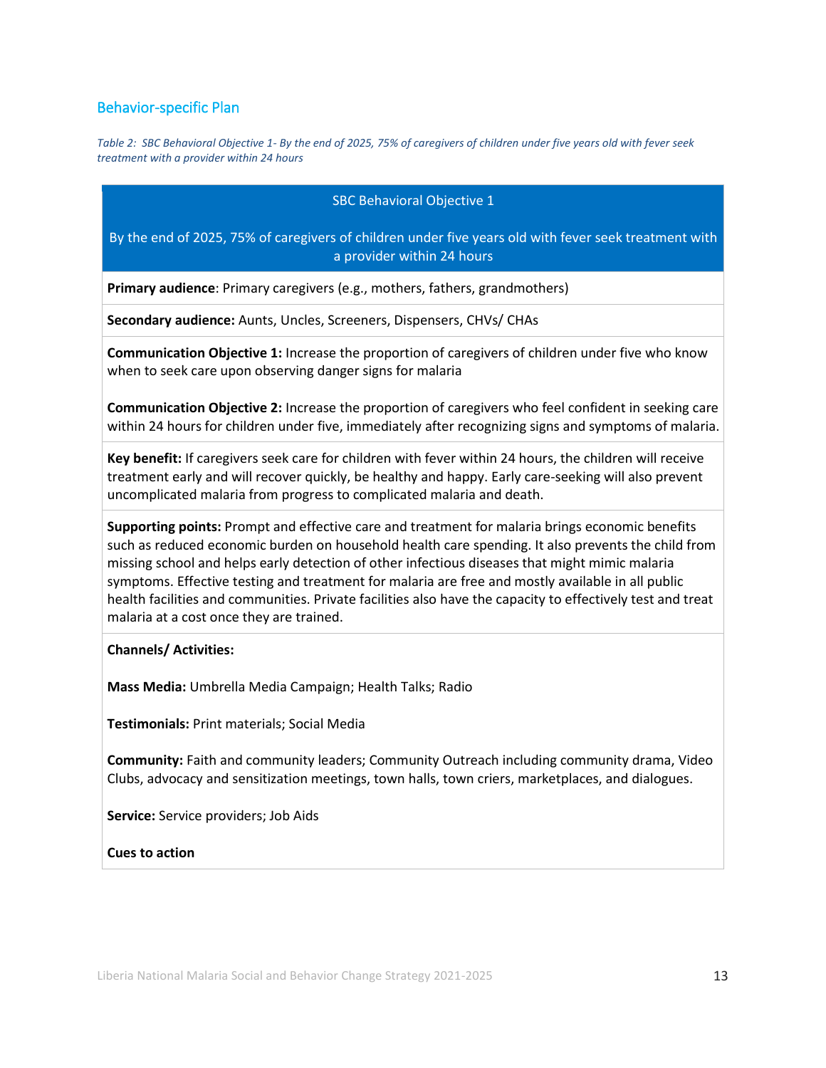## Behavior-specific Plan

*Table 2: SBC Behavioral Objective 1- By the end of 2025, 75% of caregivers of children under five years old with fever seek treatment with a provider within 24 hours*

| SBC Behavioral Objective 1<br><br>By the end of 2025, 75% of caregivers of children under five years old with fever seek treatment with a provider within 24 hours |
|---|
| **Primary audience**: Primary caregivers (e.g., mothers, fathers, grandmothers) |
| **Secondary audience:** Aunts, Uncles, Screeners, Dispensers, CHVs/ CHAs |
| **Communication Objective 1:** Increase the proportion of caregivers of children under five who know when to seek care upon observing danger signs for malaria<br><br>**Communication Objective 2:** Increase the proportion of caregivers who feel confident in seeking care within 24 hours for children under five, immediately after recognizing signs and symptoms of malaria. |
| **Key benefit:** If caregivers seek care for children with fever within 24 hours, the children will receive treatment early and will recover quickly, be healthy and happy. Early care-seeking will also prevent uncomplicated malaria from progress to complicated malaria and death. |
| **Supporting points:** Prompt and effective care and treatment for malaria brings economic benefits such as reduced economic burden on household health care spending. It also prevents the child from missing school and helps early detection of other infectious diseases that might mimic malaria symptoms. Effective testing and treatment for malaria are free and mostly available in all public health facilities and communities. Private facilities also have the capacity to effectively test and treat malaria at a cost once they are trained. |
| **Channels/ Activities:**<br><br>**Mass Media:** Umbrella Media Campaign; Health Talks; Radio<br><br>**Testimonials:** Print materials; Social Media<br><br>**Community:** Faith and community leaders; Community Outreach including community drama, Video Clubs, advocacy and sensitization meetings, town halls, town criers, marketplaces, and dialogues.<br><br>**Service:** Service providers; Job Aids<br><br>**Cues to action** |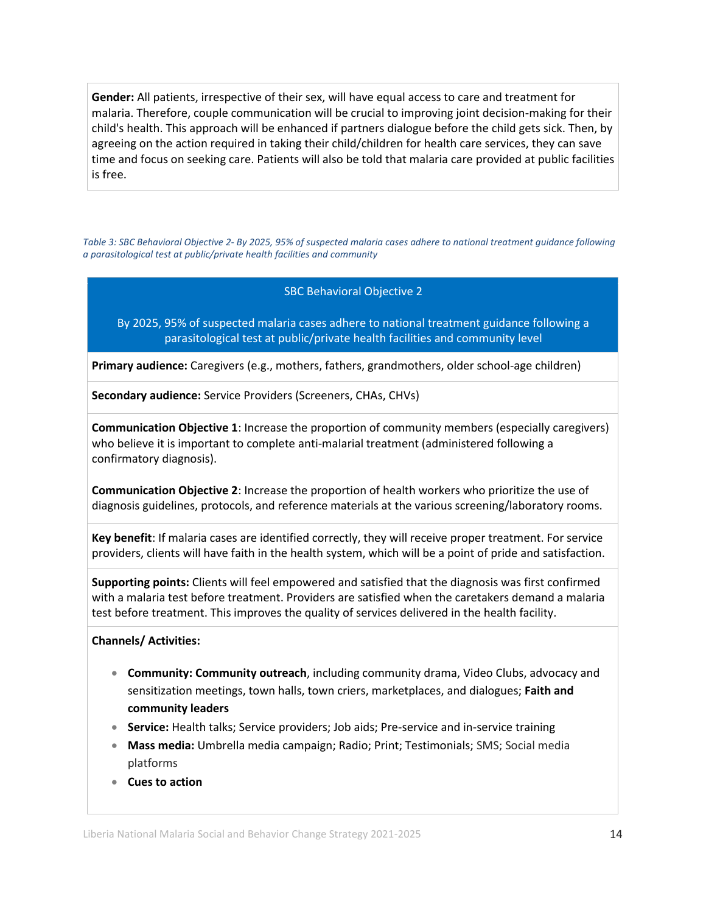**Gender:** All patients, irrespective of their sex, will have equal access to care and treatment for malaria. Therefore, couple communication will be crucial to improving joint decision-making for their child's health. This approach will be enhanced if partners dialogue before the child gets sick. Then, by agreeing on the action required in taking their child/children for health care services, they can save time and focus on seeking care. Patients will also be told that malaria care provided at public facilities is free.

*Table 3: SBC Behavioral Objective 2- By 2025, 95% of suspected malaria cases adhere to national treatment guidance following a parasitological test at public/private health facilities and community*

| SBC Behavioral Objective 2<br><br>By 2025, 95% of suspected malaria cases adhere to national treatment guidance following a parasitological test at public/private health facilities and community level |
|---|
| **Primary audience:** Caregivers (e.g., mothers, fathers, grandmothers, older school-age children) |
| **Secondary audience:** Service Providers (Screeners, CHAs, CHVs) |
| **Communication Objective 1**: Increase the proportion of community members (especially caregivers) who believe it is important to complete anti-malarial treatment (administered following a confirmatory diagnosis).<br><br>**Communication Objective 2**: Increase the proportion of health workers who prioritize the use of diagnosis guidelines, protocols, and reference materials at the various screening/laboratory rooms. |
| **Key benefit**: If malaria cases are identified correctly, they will receive proper treatment. For service providers, clients will have faith in the health system, which will be a point of pride and satisfaction. |
| **Supporting points:** Clients will feel empowered and satisfied that the diagnosis was first confirmed with a malaria test before treatment. Providers are satisfied when the caretakers demand a malaria test before treatment. This improves the quality of services delivered in the health facility. |
| **Channels/ Activities:**<br><br>• **Community: Community outreach**, including community drama, Video Clubs, advocacy and sensitization meetings, town halls, town criers, marketplaces, and dialogues; **Faith and community leaders**<br>• **Service:** Health talks; Service providers; Job aids; Pre-service and in-service training<br>• **Mass media:** Umbrella media campaign; Radio; Print; Testimonials; SMS; Social media platforms<br>• **Cues to action** |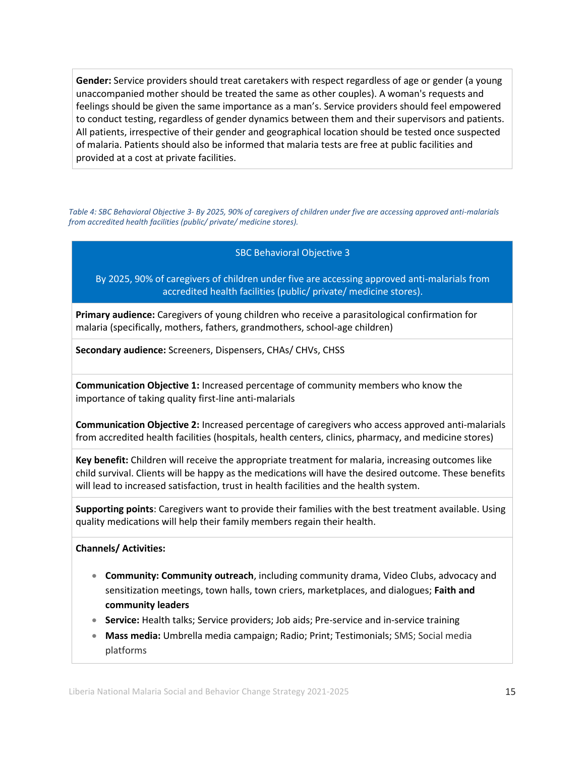**Gender:** Service providers should treat caretakers with respect regardless of age or gender (a young unaccompanied mother should be treated the same as other couples). A woman's requests and feelings should be given the same importance as a man's. Service providers should feel empowered to conduct testing, regardless of gender dynamics between them and their supervisors and patients. All patients, irrespective of their gender and geographical location should be tested once suspected of malaria. Patients should also be informed that malaria tests are free at public facilities and provided at a cost at private facilities.

*Table 4: SBC Behavioral Objective 3- By 2025, 90% of caregivers of children under five are accessing approved anti-malarials from accredited health facilities (public/ private/ medicine stores).*

| SBC Behavioral Objective 3<br><br>By 2025, 90% of caregivers of children under five are accessing approved anti-malarials from accredited health facilities (public/ private/ medicine stores). |
|---|
| **Primary audience:** Caregivers of young children who receive a parasitological confirmation for malaria (specifically, mothers, fathers, grandmothers, school-age children) |
| **Secondary audience:** Screeners, Dispensers, CHAs/ CHVs, CHSS |
| **Communication Objective 1:** Increased percentage of community members who know the importance of taking quality first-line anti-malarials<br><br>**Communication Objective 2:** Increased percentage of caregivers who access approved anti-malarials from accredited health facilities (hospitals, health centers, clinics, pharmacy, and medicine stores) |
| **Key benefit:** Children will receive the appropriate treatment for malaria, increasing outcomes like child survival. Clients will be happy as the medications will have the desired outcome. These benefits will lead to increased satisfaction, trust in health facilities and the health system. |
| **Supporting points**: Caregivers want to provide their families with the best treatment available. Using quality medications will help their family members regain their health. |
| **Channels/ Activities:**<br><br>• **Community: Community outreach**, including community drama, Video Clubs, advocacy and sensitization meetings, town halls, town criers, marketplaces, and dialogues; **Faith and community leaders**<br>• **Service:** Health talks; Service providers; Job aids; Pre-service and in-service training<br>• **Mass media:** Umbrella media campaign; Radio; Print; Testimonials; SMS; Social media platforms |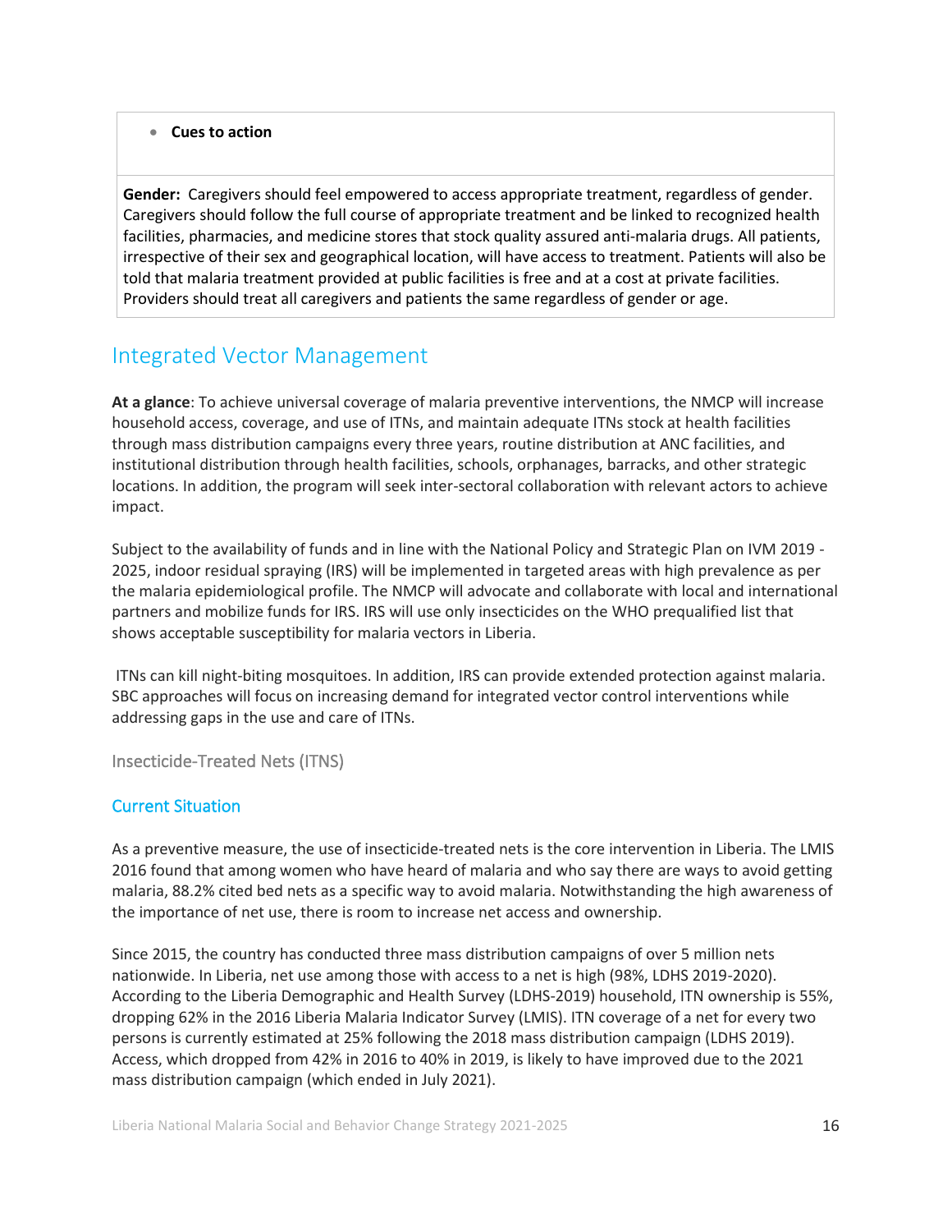- **Cues to action**

**Gender:** Caregivers should feel empowered to access appropriate treatment, regardless of gender. Caregivers should follow the full course of appropriate treatment and be linked to recognized health facilities, pharmacies, and medicine stores that stock quality assured anti-malaria drugs. All patients, irrespective of their sex and geographical location, will have access to treatment. Patients will also be told that malaria treatment provided at public facilities is free and at a cost at private facilities. Providers should treat all caregivers and patients the same regardless of gender or age.

## Integrated Vector Management

**At a glance**: To achieve universal coverage of malaria preventive interventions, the NMCP will increase household access, coverage, and use of ITNs, and maintain adequate ITNs stock at health facilities through mass distribution campaigns every three years, routine distribution at ANC facilities, and institutional distribution through health facilities, schools, orphanages, barracks, and other strategic locations. In addition, the program will seek inter-sectoral collaboration with relevant actors to achieve impact.

Subject to the availability of funds and in line with the National Policy and Strategic Plan on IVM 2019 - 2025, indoor residual spraying (IRS) will be implemented in targeted areas with high prevalence as per the malaria epidemiological profile. The NMCP will advocate and collaborate with local and international partners and mobilize funds for IRS. IRS will use only insecticides on the WHO prequalified list that shows acceptable susceptibility for malaria vectors in Liberia.

ITNs can kill night-biting mosquitoes. In addition, IRS can provide extended protection against malaria. SBC approaches will focus on increasing demand for integrated vector control interventions while addressing gaps in the use and care of ITNs.

### Insecticide-Treated Nets (ITNS)

#### Current Situation

As a preventive measure, the use of insecticide-treated nets is the core intervention in Liberia. The LMIS 2016 found that among women who have heard of malaria and who say there are ways to avoid getting malaria, 88.2% cited bed nets as a specific way to avoid malaria. Notwithstanding the high awareness of the importance of net use, there is room to increase net access and ownership.

Since 2015, the country has conducted three mass distribution campaigns of over 5 million nets nationwide. In Liberia, net use among those with access to a net is high (98%, LDHS 2019-2020). According to the Liberia Demographic and Health Survey (LDHS-2019) household, ITN ownership is 55%, dropping 62% in the 2016 Liberia Malaria Indicator Survey (LMIS). ITN coverage of a net for every two persons is currently estimated at 25% following the 2018 mass distribution campaign (LDHS 2019). Access, which dropped from 42% in 2016 to 40% in 2019, is likely to have improved due to the 2021 mass distribution campaign (which ended in July 2021).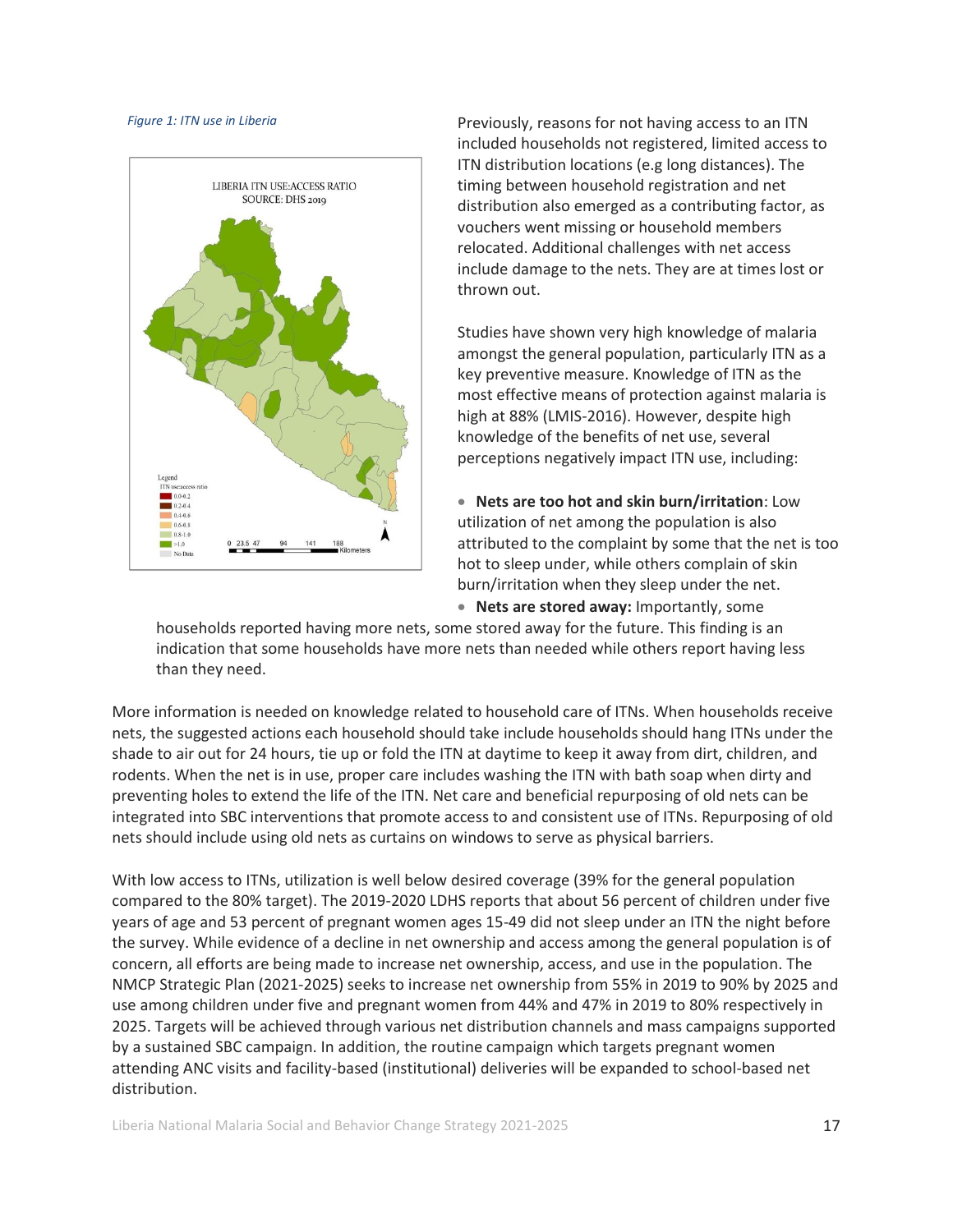*Figure 1: ITN use in Liberia*

Previously, reasons for not having access to an ITN included households not registered, limited access to ITN distribution locations (e.g long distances). The timing between household registration and net distribution also emerged as a contributing factor, as vouchers went missing or household members relocated. Additional challenges with net access include damage to the nets. They are at times lost or thrown out.

Studies have shown very high knowledge of malaria amongst the general population, particularly ITN as a key preventive measure. Knowledge of ITN as the most effective means of protection against malaria is high at 88% (LMIS-2016). However, despite high knowledge of the benefits of net use, several perceptions negatively impact ITN use, including:

- **Nets are too hot and skin burn/irritation**: Low utilization of net among the population is also attributed to the complaint by some that the net is too hot to sleep under, while others complain of skin burn/irritation when they sleep under the net.
- **Nets are stored away:** Importantly, some households reported having more nets, some stored away for the future. This finding is an indication that some households have more nets than needed while others report having less than they need.

More information is needed on knowledge related to household care of ITNs. When households receive nets, the suggested actions each household should take include households should hang ITNs under the shade to air out for 24 hours, tie up or fold the ITN at daytime to keep it away from dirt, children, and rodents. When the net is in use, proper care includes washing the ITN with bath soap when dirty and preventing holes to extend the life of the ITN. Net care and beneficial repurposing of old nets can be integrated into SBC interventions that promote access to and consistent use of ITNs. Repurposing of old nets should include using old nets as curtains on windows to serve as physical barriers.

With low access to ITNs, utilization is well below desired coverage (39% for the general population compared to the 80% target). The 2019-2020 LDHS reports that about 56 percent of children under five years of age and 53 percent of pregnant women ages 15-49 did not sleep under an ITN the night before the survey. While evidence of a decline in net ownership and access among the general population is of concern, all efforts are being made to increase net ownership, access, and use in the population. The NMCP Strategic Plan (2021-2025) seeks to increase net ownership from 55% in 2019 to 90% by 2025 and use among children under five and pregnant women from 44% and 47% in 2019 to 80% respectively in 2025. Targets will be achieved through various net distribution channels and mass campaigns supported by a sustained SBC campaign. In addition, the routine campaign which targets pregnant women attending ANC visits and facility-based (institutional) deliveries will be expanded to school-based net distribution.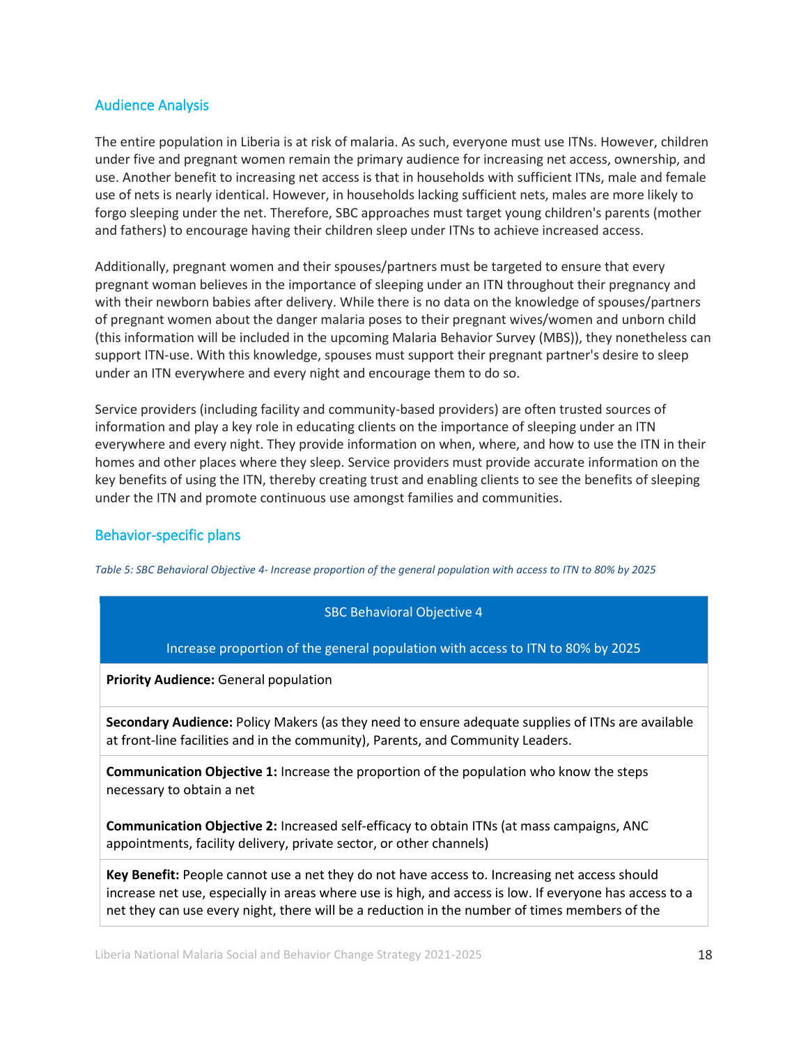## Audience Analysis

The entire population in Liberia is at risk of malaria. As such, everyone must use ITNs. However, children under five and pregnant women remain the primary audience for increasing net access, ownership, and use. Another benefit to increasing net access is that in households with sufficient ITNs, male and female use of nets is nearly identical. However, in households lacking sufficient nets, males are more likely to forgo sleeping under the net. Therefore, SBC approaches must target young children's parents (mother and fathers) to encourage having their children sleep under ITNs to achieve increased access.

Additionally, pregnant women and their spouses/partners must be targeted to ensure that every pregnant woman believes in the importance of sleeping under an ITN throughout their pregnancy and with their newborn babies after delivery. While there is no data on the knowledge of spouses/partners of pregnant women about the danger malaria poses to their pregnant wives/women and unborn child (this information will be included in the upcoming Malaria Behavior Survey (MBS)), they nonetheless can support ITN-use. With this knowledge, spouses must support their pregnant partner's desire to sleep under an ITN everywhere and every night and encourage them to do so.

Service providers (including facility and community-based providers) are often trusted sources of information and play a key role in educating clients on the importance of sleeping under an ITN everywhere and every night. They provide information on when, where, and how to use the ITN in their homes and other places where they sleep. Service providers must provide accurate information on the key benefits of using the ITN, thereby creating trust and enabling clients to see the benefits of sleeping under the ITN and promote continuous use amongst families and communities.

## Behavior-specific plans

*Table 5: SBC Behavioral Objective 4- Increase proportion of the general population with access to ITN to 80% by 2025*

| SBC Behavioral Objective 4<br><br>Increase proportion of the general population with access to ITN to 80% by 2025 |
|---|
| **Priority Audience:** General population |
| **Secondary Audience:** Policy Makers (as they need to ensure adequate supplies of ITNs are available at front-line facilities and in the community), Parents, and Community Leaders. |
| **Communication Objective 1:** Increase the proportion of the population who know the steps necessary to obtain a net<br><br>**Communication Objective 2:** Increased self-efficacy to obtain ITNs (at mass campaigns, ANC appointments, facility delivery, private sector, or other channels) |
| **Key Benefit:** People cannot use a net they do not have access to. Increasing net access should increase net use, especially in areas where use is high, and access is low. If everyone has access to a net they can use every night, there will be a reduction in the number of times members of the |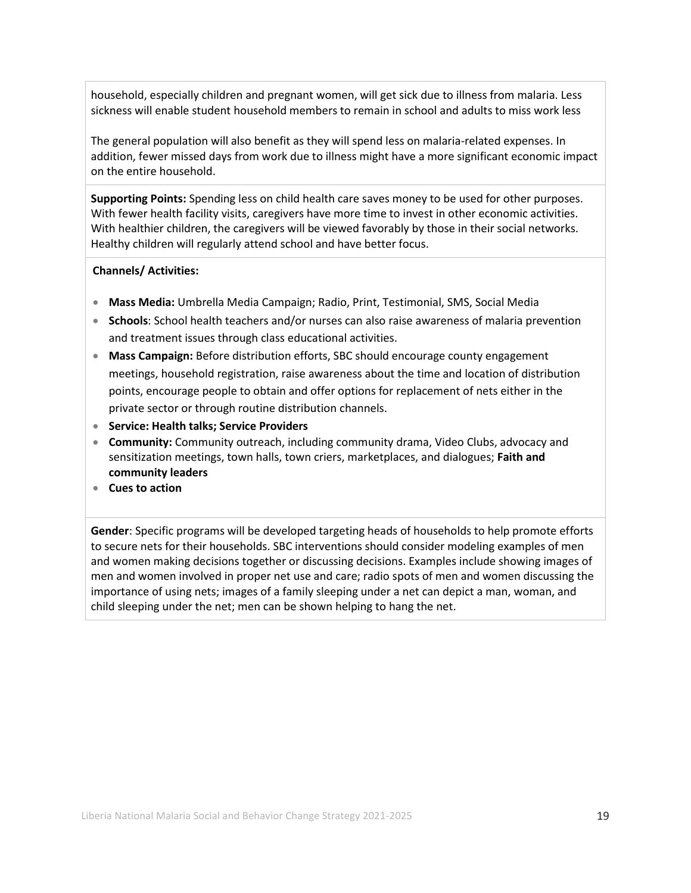household, especially children and pregnant women, will get sick due to illness from malaria. Less sickness will enable student household members to remain in school and adults to miss work less

The general population will also benefit as they will spend less on malaria-related expenses. In addition, fewer missed days from work due to illness might have a more significant economic impact on the entire household.

**Supporting Points:** Spending less on child health care saves money to be used for other purposes. With fewer health facility visits, caregivers have more time to invest in other economic activities. With healthier children, the caregivers will be viewed favorably by those in their social networks. Healthy children will regularly attend school and have better focus.

**Channels/ Activities:**

- **Mass Media:** Umbrella Media Campaign; Radio, Print, Testimonial, SMS, Social Media
- **Schools**: School health teachers and/or nurses can also raise awareness of malaria prevention and treatment issues through class educational activities.
- **Mass Campaign:** Before distribution efforts, SBC should encourage county engagement meetings, household registration, raise awareness about the time and location of distribution points, encourage people to obtain and offer options for replacement of nets either in the private sector or through routine distribution channels.
- **Service: Health talks; Service Providers**
- **Community:** Community outreach, including community drama, Video Clubs, advocacy and sensitization meetings, town halls, town criers, marketplaces, and dialogues; **Faith and community leaders**
- **Cues to action**

**Gender**: Specific programs will be developed targeting heads of households to help promote efforts to secure nets for their households. SBC interventions should consider modeling examples of men and women making decisions together or discussing decisions. Examples include showing images of men and women involved in proper net use and care; radio spots of men and women discussing the importance of using nets; images of a family sleeping under a net can depict a man, woman, and child sleeping under the net; men can be shown helping to hang the net.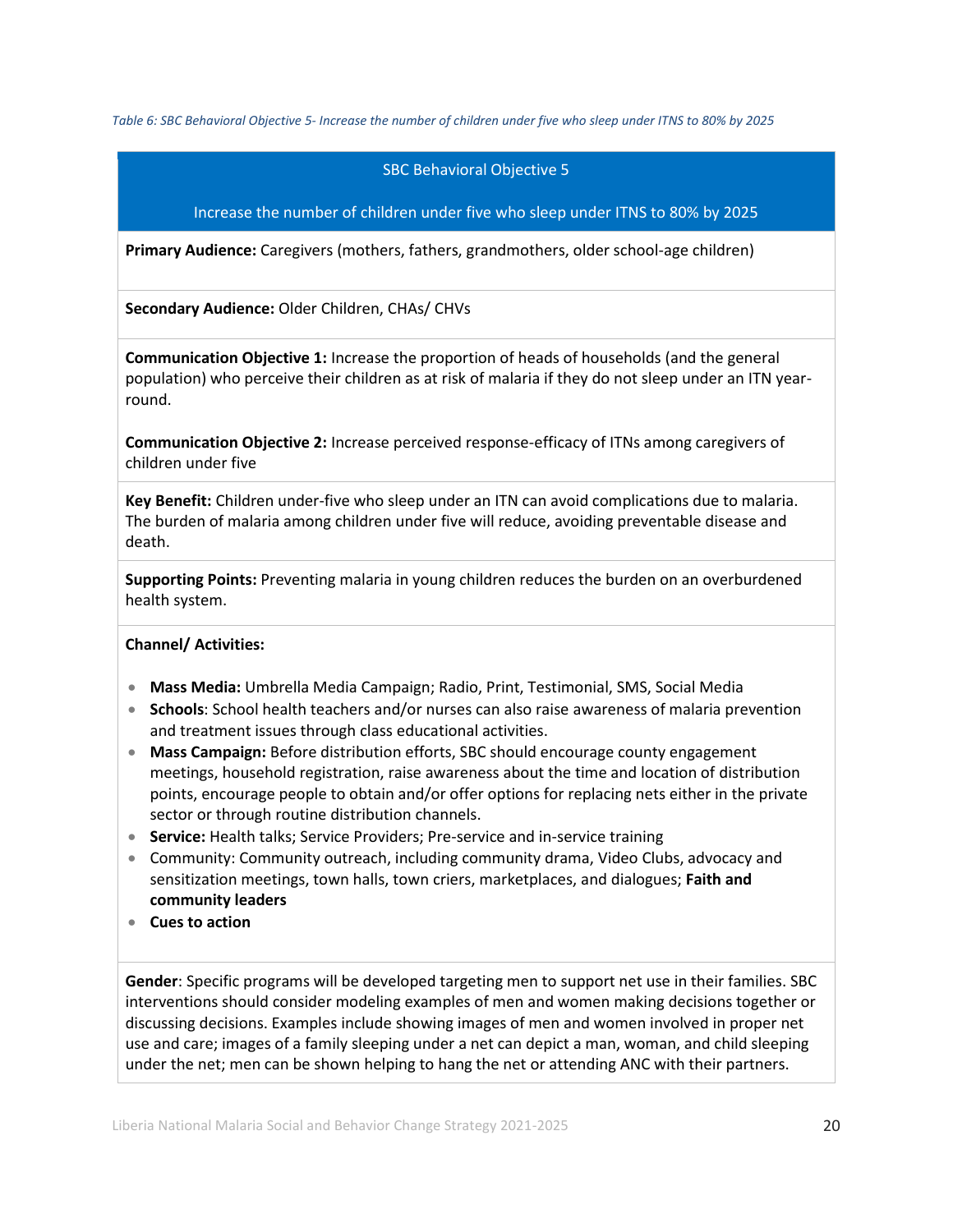*Table 6: SBC Behavioral Objective 5- Increase the number of children under five who sleep under ITNS to 80% by 2025*

| SBC Behavioral Objective 5<br><br>Increase the number of children under five who sleep under ITNS to 80% by 2025 |
|---|
| **Primary Audience:** Caregivers (mothers, fathers, grandmothers, older school-age children) |
| **Secondary Audience:** Older Children, CHAs/ CHVs |
| **Communication Objective 1:** Increase the proportion of heads of households (and the general population) who perceive their children as at risk of malaria if they do not sleep under an ITN year-round.<br><br>**Communication Objective 2:** Increase perceived response-efficacy of ITNs among caregivers of children under five |
| **Key Benefit:** Children under-five who sleep under an ITN can avoid complications due to malaria. The burden of malaria among children under five will reduce, avoiding preventable disease and death. |
| **Supporting Points:** Preventing malaria in young children reduces the burden on an overburdened health system. |
| **Channel/ Activities:**<br><br>• **Mass Media:** Umbrella Media Campaign; Radio, Print, Testimonial, SMS, Social Media<br>• **Schools**: School health teachers and/or nurses can also raise awareness of malaria prevention and treatment issues through class educational activities.<br>• **Mass Campaign:** Before distribution efforts, SBC should encourage county engagement meetings, household registration, raise awareness about the time and location of distribution points, encourage people to obtain and/or offer options for replacing nets either in the private sector or through routine distribution channels.<br>• **Service:** Health talks; Service Providers; Pre-service and in-service training<br>• Community: Community outreach, including community drama, Video Clubs, advocacy and sensitization meetings, town halls, town criers, marketplaces, and dialogues; **Faith and community leaders**<br>• **Cues to action** |
| **Gender**: Specific programs will be developed targeting men to support net use in their families. SBC interventions should consider modeling examples of men and women making decisions together or discussing decisions. Examples include showing images of men and women involved in proper net use and care; images of a family sleeping under a net can depict a man, woman, and child sleeping under the net; men can be shown helping to hang the net or attending ANC with their partners. |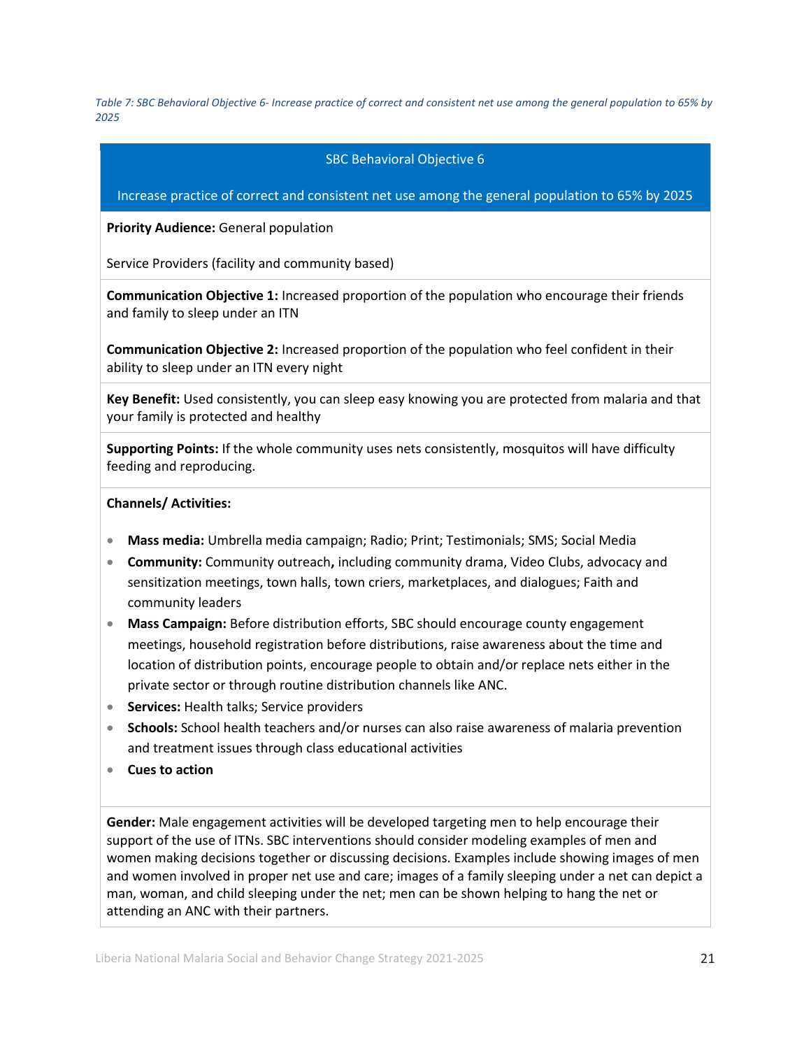*Table 7: SBC Behavioral Objective 6- Increase practice of correct and consistent net use among the general population to 65% by 2025*

| SBC Behavioral Objective 6<br><br>Increase practice of correct and consistent net use among the general population to 65% by 2025 |
|---|
| **Priority Audience:** General population<br><br>Service Providers (facility and community based) |
| **Communication Objective 1:** Increased proportion of the population who encourage their friends and family to sleep under an ITN<br><br>**Communication Objective 2:** Increased proportion of the population who feel confident in their ability to sleep under an ITN every night |
| **Key Benefit:** Used consistently, you can sleep easy knowing you are protected from malaria and that your family is protected and healthy |
| **Supporting Points:** If the whole community uses nets consistently, mosquitos will have difficulty feeding and reproducing. |
| **Channels/ Activities:**<br><br>• **Mass media:** Umbrella media campaign; Radio; Print; Testimonials; SMS; Social Media<br>• **Community:** Community outreach**,** including community drama, Video Clubs, advocacy and sensitization meetings, town halls, town criers, marketplaces, and dialogues; Faith and community leaders<br>• **Mass Campaign:** Before distribution efforts, SBC should encourage county engagement meetings, household registration before distributions, raise awareness about the time and location of distribution points, encourage people to obtain and/or replace nets either in the private sector or through routine distribution channels like ANC.<br>• **Services:** Health talks; Service providers<br>• **Schools:** School health teachers and/or nurses can also raise awareness of malaria prevention and treatment issues through class educational activities<br>• **Cues to action** |
| **Gender:** Male engagement activities will be developed targeting men to help encourage their support of the use of ITNs. SBC interventions should consider modeling examples of men and women making decisions together or discussing decisions. Examples include showing images of men and women involved in proper net use and care; images of a family sleeping under a net can depict a man, woman, and child sleeping under the net; men can be shown helping to hang the net or attending an ANC with their partners. |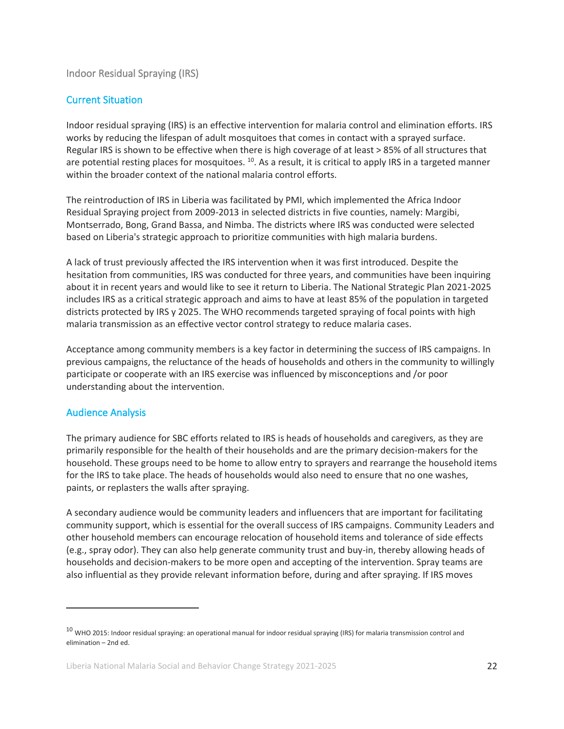## Indoor Residual Spraying (IRS)

### Current Situation

Indoor residual spraying (IRS) is an effective intervention for malaria control and elimination efforts. IRS works by reducing the lifespan of adult mosquitoes that comes in contact with a sprayed surface. Regular IRS is shown to be effective when there is high coverage of at least > 85% of all structures that are potential resting places for mosquitoes. [10]. As a result, it is critical to apply IRS in a targeted manner within the broader context of the national malaria control efforts.

The reintroduction of IRS in Liberia was facilitated by PMI, which implemented the Africa Indoor Residual Spraying project from 2009-2013 in selected districts in five counties, namely: Margibi, Montserrado, Bong, Grand Bassa, and Nimba. The districts where IRS was conducted were selected based on Liberia's strategic approach to prioritize communities with high malaria burdens.

A lack of trust previously affected the IRS intervention when it was first introduced. Despite the hesitation from communities, IRS was conducted for three years, and communities have been inquiring about it in recent years and would like to see it return to Liberia. The National Strategic Plan 2021-2025 includes IRS as a critical strategic approach and aims to have at least 85% of the population in targeted districts protected by IRS y 2025. The WHO recommends targeted spraying of focal points with high malaria transmission as an effective vector control strategy to reduce malaria cases.

Acceptance among community members is a key factor in determining the success of IRS campaigns. In previous campaigns, the reluctance of the heads of households and others in the community to willingly participate or cooperate with an IRS exercise was influenced by misconceptions and /or poor understanding about the intervention.

### Audience Analysis

The primary audience for SBC efforts related to IRS is heads of households and caregivers, as they are primarily responsible for the health of their households and are the primary decision-makers for the household. These groups need to be home to allow entry to sprayers and rearrange the household items for the IRS to take place. The heads of households would also need to ensure that no one washes, paints, or replasters the walls after spraying.

A secondary audience would be community leaders and influencers that are important for facilitating community support, which is essential for the overall success of IRS campaigns. Community Leaders and other household members can encourage relocation of household items and tolerance of side effects (e.g., spray odor). They can also help generate community trust and buy-in, thereby allowing heads of households and decision-makers to be more open and accepting of the intervention. Spray teams are also influential as they provide relevant information before, during and after spraying. If IRS moves

---

[10] WHO 2015: Indoor residual spraying: an operational manual for indoor residual spraying (IRS) for malaria transmission control and elimination – 2nd ed.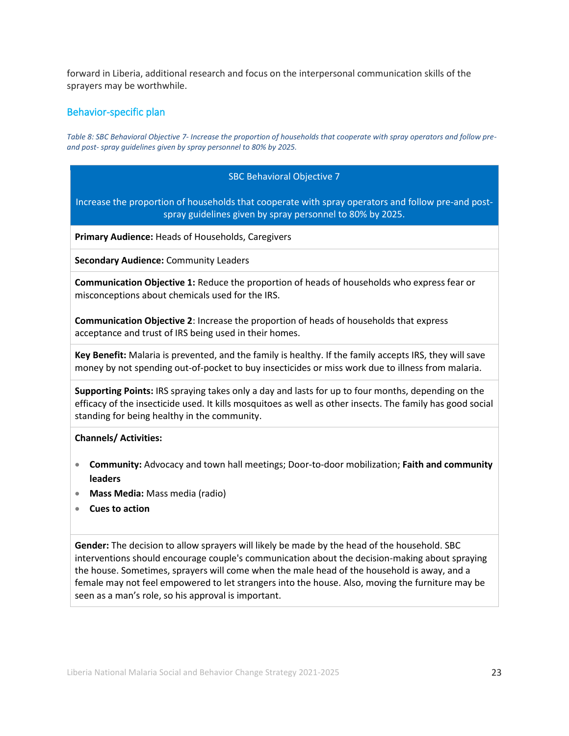forward in Liberia, additional research and focus on the interpersonal communication skills of the sprayers may be worthwhile.

## Behavior-specific plan

*Table 8: SBC Behavioral Objective 7- Increase the proportion of households that cooperate with spray operators and follow pre- and post- spray guidelines given by spray personnel to 80% by 2025.*

| SBC Behavioral Objective 7<br><br>Increase the proportion of households that cooperate with spray operators and follow pre-and post-spray guidelines given by spray personnel to 80% by 2025. |
|---|
| **Primary Audience:** Heads of Households, Caregivers |
| **Secondary Audience:** Community Leaders |
| **Communication Objective 1:** Reduce the proportion of heads of households who express fear or misconceptions about chemicals used for the IRS.<br><br>**Communication Objective 2**: Increase the proportion of heads of households that express acceptance and trust of IRS being used in their homes. |
| **Key Benefit:** Malaria is prevented, and the family is healthy. If the family accepts IRS, they will save money by not spending out-of-pocket to buy insecticides or miss work due to illness from malaria. |
| **Supporting Points:** IRS spraying takes only a day and lasts for up to four months, depending on the efficacy of the insecticide used. It kills mosquitoes as well as other insects. The family has good social standing for being healthy in the community. |
| **Channels/ Activities:**<br><br>• **Community:** Advocacy and town hall meetings; Door-to-door mobilization; **Faith and community leaders**<br>• **Mass Media:** Mass media (radio)<br>• **Cues to action** |
| **Gender:** The decision to allow sprayers will likely be made by the head of the household. SBC interventions should encourage couple's communication about the decision-making about spraying the house. Sometimes, sprayers will come when the male head of the household is away, and a female may not feel empowered to let strangers into the house. Also, moving the furniture may be seen as a man's role, so his approval is important. |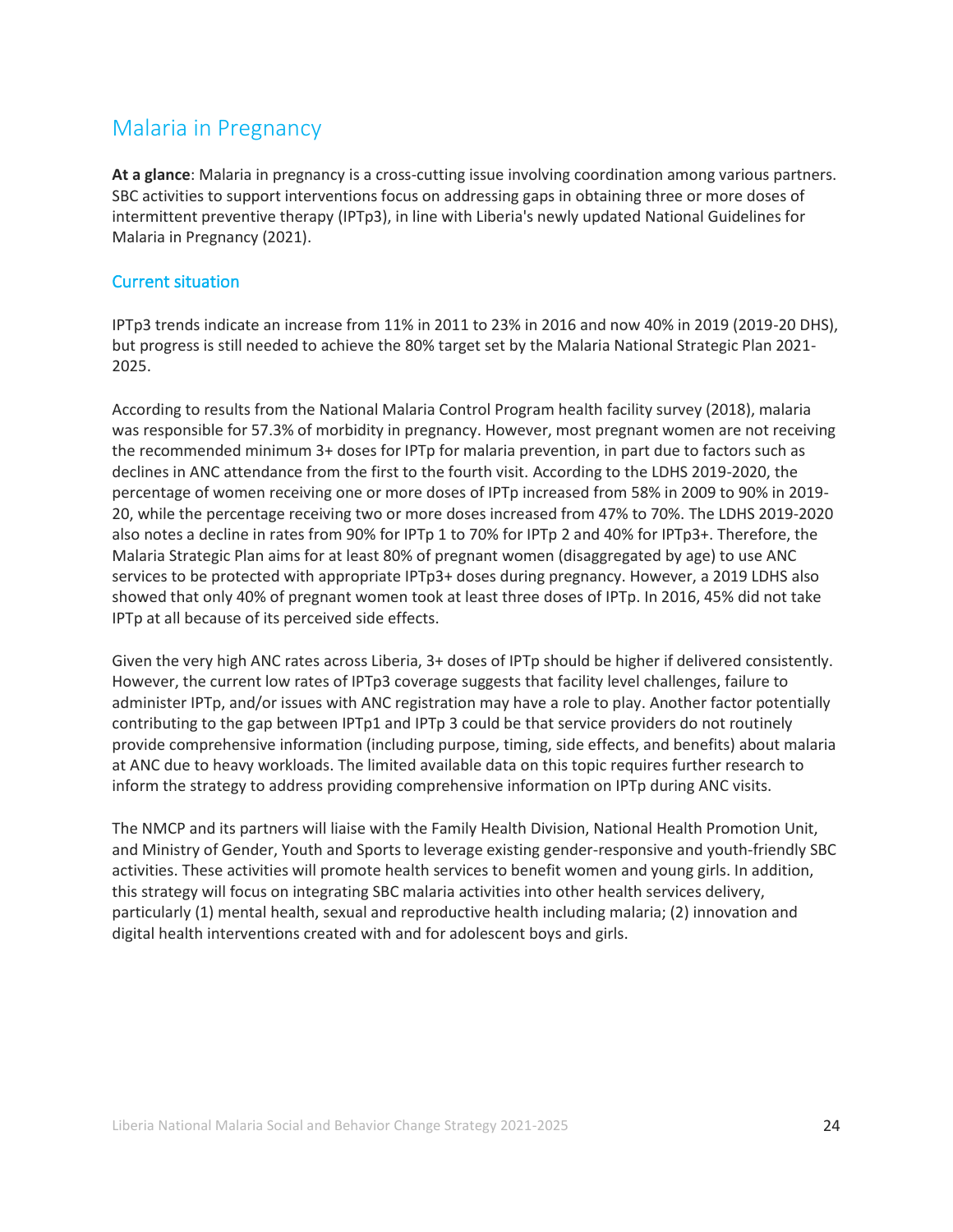## Malaria in Pregnancy

**At a glance**: Malaria in pregnancy is a cross-cutting issue involving coordination among various partners. SBC activities to support interventions focus on addressing gaps in obtaining three or more doses of intermittent preventive therapy (IPTp3), in line with Liberia's newly updated National Guidelines for Malaria in Pregnancy (2021).

### Current situation

IPTp3 trends indicate an increase from 11% in 2011 to 23% in 2016 and now 40% in 2019 (2019-20 DHS), but progress is still needed to achieve the 80% target set by the Malaria National Strategic Plan 2021-2025.

According to results from the National Malaria Control Program health facility survey (2018), malaria was responsible for 57.3% of morbidity in pregnancy. However, most pregnant women are not receiving the recommended minimum 3+ doses for IPTp for malaria prevention, in part due to factors such as declines in ANC attendance from the first to the fourth visit. According to the LDHS 2019-2020, the percentage of women receiving one or more doses of IPTp increased from 58% in 2009 to 90% in 2019-20, while the percentage receiving two or more doses increased from 47% to 70%. The LDHS 2019-2020 also notes a decline in rates from 90% for IPTp 1 to 70% for IPTp 2 and 40% for IPTp3+. Therefore, the Malaria Strategic Plan aims for at least 80% of pregnant women (disaggregated by age) to use ANC services to be protected with appropriate IPTp3+ doses during pregnancy. However, a 2019 LDHS also showed that only 40% of pregnant women took at least three doses of IPTp. In 2016, 45% did not take IPTp at all because of its perceived side effects.

Given the very high ANC rates across Liberia, 3+ doses of IPTp should be higher if delivered consistently. However, the current low rates of IPTp3 coverage suggests that facility level challenges, failure to administer IPTp, and/or issues with ANC registration may have a role to play. Another factor potentially contributing to the gap between IPTp1 and IPTp 3 could be that service providers do not routinely provide comprehensive information (including purpose, timing, side effects, and benefits) about malaria at ANC due to heavy workloads. The limited available data on this topic requires further research to inform the strategy to address providing comprehensive information on IPTp during ANC visits.

The NMCP and its partners will liaise with the Family Health Division, National Health Promotion Unit, and Ministry of Gender, Youth and Sports to leverage existing gender-responsive and youth-friendly SBC activities. These activities will promote health services to benefit women and young girls. In addition, this strategy will focus on integrating SBC malaria activities into other health services delivery, particularly (1) mental health, sexual and reproductive health including malaria; (2) innovation and digital health interventions created with and for adolescent boys and girls.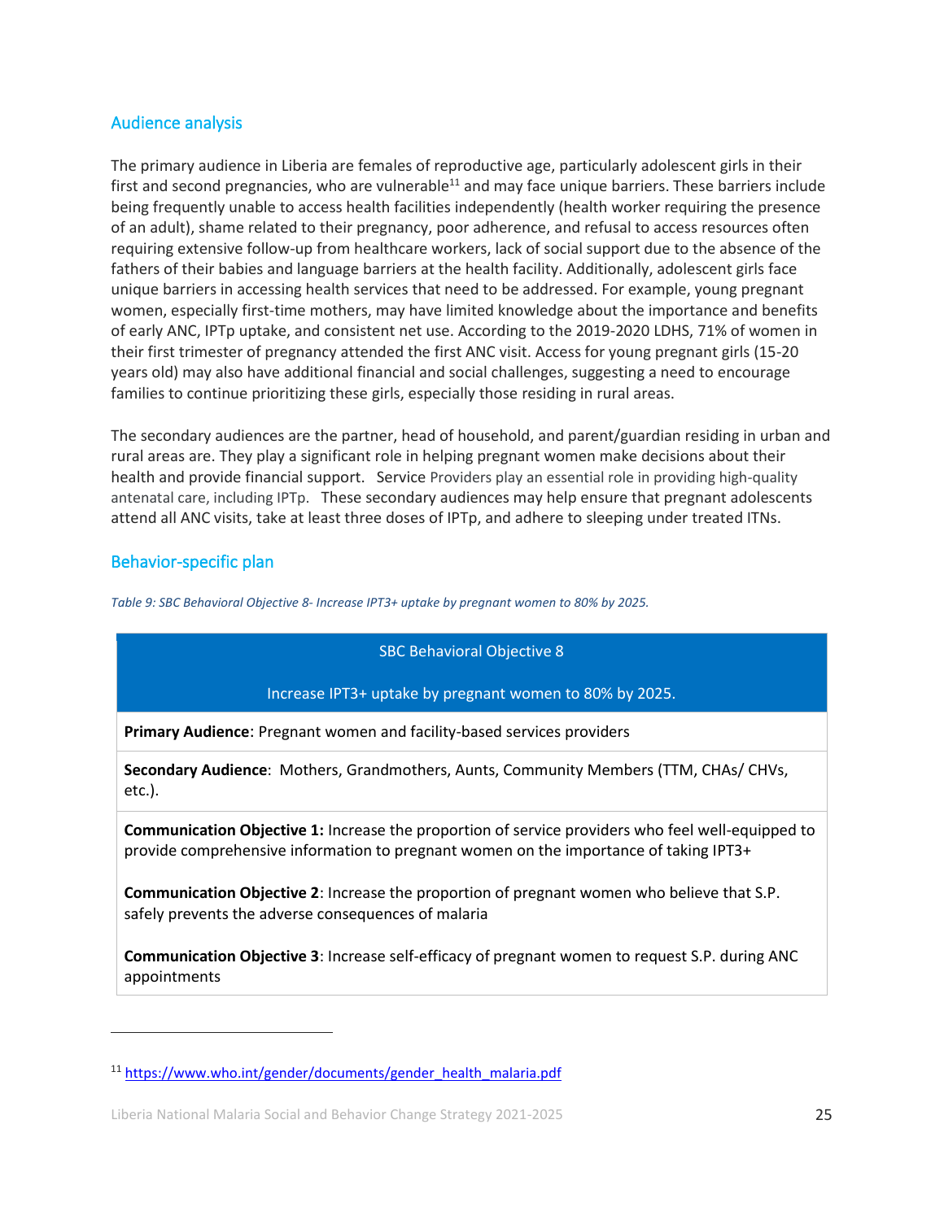## Audience analysis

The primary audience in Liberia are females of reproductive age, particularly adolescent girls in their first and second pregnancies, who are vulnerable[11] and may face unique barriers. These barriers include being frequently unable to access health facilities independently (health worker requiring the presence of an adult), shame related to their pregnancy, poor adherence, and refusal to access resources often requiring extensive follow-up from healthcare workers, lack of social support due to the absence of the fathers of their babies and language barriers at the health facility. Additionally, adolescent girls face unique barriers in accessing health services that need to be addressed. For example, young pregnant women, especially first-time mothers, may have limited knowledge about the importance and benefits of early ANC, IPTp uptake, and consistent net use. According to the 2019-2020 LDHS, 71% of women in their first trimester of pregnancy attended the first ANC visit. Access for young pregnant girls (15-20 years old) may also have additional financial and social challenges, suggesting a need to encourage families to continue prioritizing these girls, especially those residing in rural areas.

The secondary audiences are the partner, head of household, and parent/guardian residing in urban and rural areas are. They play a significant role in helping pregnant women make decisions about their health and provide financial support. Service Providers play an essential role in providing high-quality antenatal care, including IPTp. These secondary audiences may help ensure that pregnant adolescents attend all ANC visits, take at least three doses of IPTp, and adhere to sleeping under treated ITNs.

## Behavior-specific plan

*Table 9: SBC Behavioral Objective 8- Increase IPT3+ uptake by pregnant women to 80% by 2025.*

| SBC Behavioral Objective 8<br><br>Increase IPT3+ uptake by pregnant women to 80% by 2025. |
|---|
| **Primary Audience**: Pregnant women and facility-based services providers |
| **Secondary Audience**: Mothers, Grandmothers, Aunts, Community Members (TTM, CHAs/ CHVs, etc.). |
| **Communication Objective 1:** Increase the proportion of service providers who feel well-equipped to provide comprehensive information to pregnant women on the importance of taking IPT3+<br><br>**Communication Objective 2**: Increase the proportion of pregnant women who believe that S.P. safely prevents the adverse consequences of malaria<br><br>**Communication Objective 3**: Increase self-efficacy of pregnant women to request S.P. during ANC appointments |

[11] https://www.who.int/gender/documents/gender_health_malaria.pdf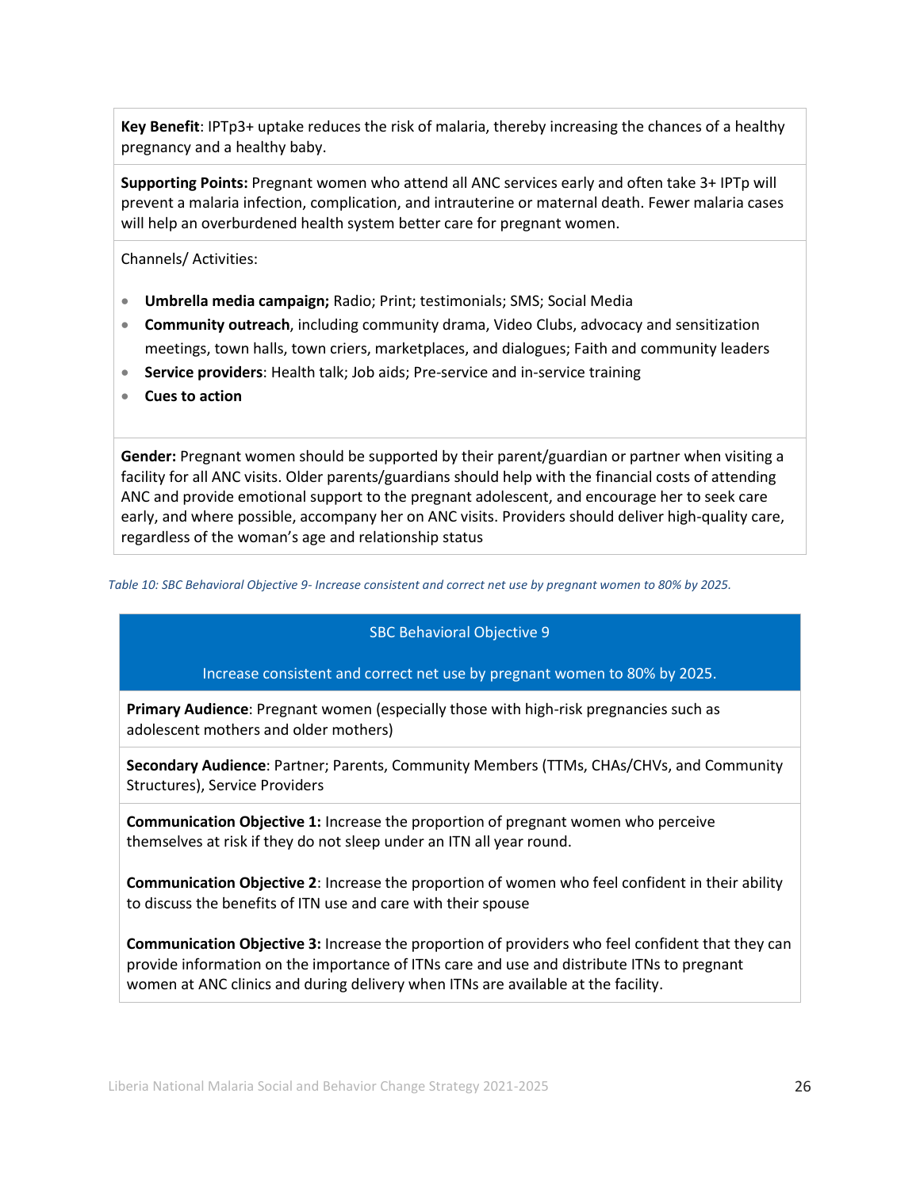**Key Benefit**: IPTp3+ uptake reduces the risk of malaria, thereby increasing the chances of a healthy pregnancy and a healthy baby.

**Supporting Points:** Pregnant women who attend all ANC services early and often take 3+ IPTp will prevent a malaria infection, complication, and intrauterine or maternal death. Fewer malaria cases will help an overburdened health system better care for pregnant women.

Channels/ Activities:

- **Umbrella media campaign;** Radio; Print; testimonials; SMS; Social Media
- **Community outreach**, including community drama, Video Clubs, advocacy and sensitization meetings, town halls, town criers, marketplaces, and dialogues; Faith and community leaders
- **Service providers**: Health talk; Job aids; Pre-service and in-service training
- **Cues to action**

**Gender:** Pregnant women should be supported by their parent/guardian or partner when visiting a facility for all ANC visits. Older parents/guardians should help with the financial costs of attending ANC and provide emotional support to the pregnant adolescent, and encourage her to seek care early, and where possible, accompany her on ANC visits. Providers should deliver high-quality care, regardless of the woman's age and relationship status

*Table 10: SBC Behavioral Objective 9- Increase consistent and correct net use by pregnant women to 80% by 2025.*

| SBC Behavioral Objective 9<br><br>Increase consistent and correct net use by pregnant women to 80% by 2025. |
|---|
| **Primary Audience**: Pregnant women (especially those with high-risk pregnancies such as adolescent mothers and older mothers) |
| **Secondary Audience**: Partner; Parents, Community Members (TTMs, CHAs/CHVs, and Community Structures), Service Providers |
| **Communication Objective 1:** Increase the proportion of pregnant women who perceive themselves at risk if they do not sleep under an ITN all year round.<br><br>**Communication Objective 2**: Increase the proportion of women who feel confident in their ability to discuss the benefits of ITN use and care with their spouse<br><br>**Communication Objective 3:** Increase the proportion of providers who feel confident that they can provide information on the importance of ITNs care and use and distribute ITNs to pregnant women at ANC clinics and during delivery when ITNs are available at the facility. |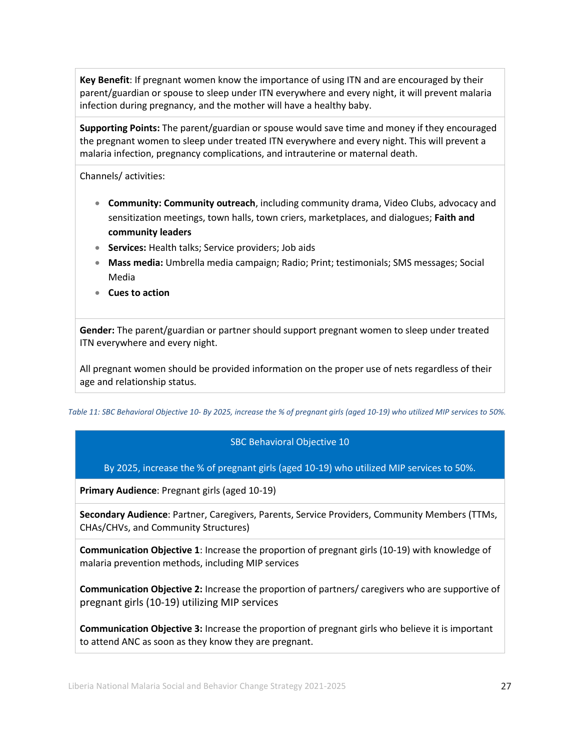| |
|---|
| **Key Benefit**: If pregnant women know the importance of using ITN and are encouraged by their parent/guardian or spouse to sleep under ITN everywhere and every night, it will prevent malaria infection during pregnancy, and the mother will have a healthy baby. |
| **Supporting Points:** The parent/guardian or spouse would save time and money if they encouraged the pregnant women to sleep under treated ITN everywhere and every night. This will prevent a malaria infection, pregnancy complications, and intrauterine or maternal death. |
| Channels/ activities:<br><br>• **Community: Community outreach**, including community drama, Video Clubs, advocacy and sensitization meetings, town halls, town criers, marketplaces, and dialogues; **Faith and community leaders**<br>• **Services:** Health talks; Service providers; Job aids<br>• **Mass media:** Umbrella media campaign; Radio; Print; testimonials; SMS messages; Social Media<br>• **Cues to action** |
| **Gender:** The parent/guardian or partner should support pregnant women to sleep under treated ITN everywhere and every night.<br><br>All pregnant women should be provided information on the proper use of nets regardless of their age and relationship status. |

*Table 11: SBC Behavioral Objective 10- By 2025, increase the % of pregnant girls (aged 10-19) who utilized MIP services to 50%.*

| SBC Behavioral Objective 10<br><br>By 2025, increase the % of pregnant girls (aged 10-19) who utilized MIP services to 50%. |
|---|
| **Primary Audience**: Pregnant girls (aged 10-19) |
| **Secondary Audience**: Partner, Caregivers, Parents, Service Providers, Community Members (TTMs, CHAs/CHVs, and Community Structures) |
| **Communication Objective 1**: Increase the proportion of pregnant girls (10-19) with knowledge of malaria prevention methods, including MIP services<br><br>**Communication Objective 2:** Increase the proportion of partners/ caregivers who are supportive of pregnant girls (10-19) utilizing MIP services<br><br>**Communication Objective 3:** Increase the proportion of pregnant girls who believe it is important to attend ANC as soon as they know they are pregnant. |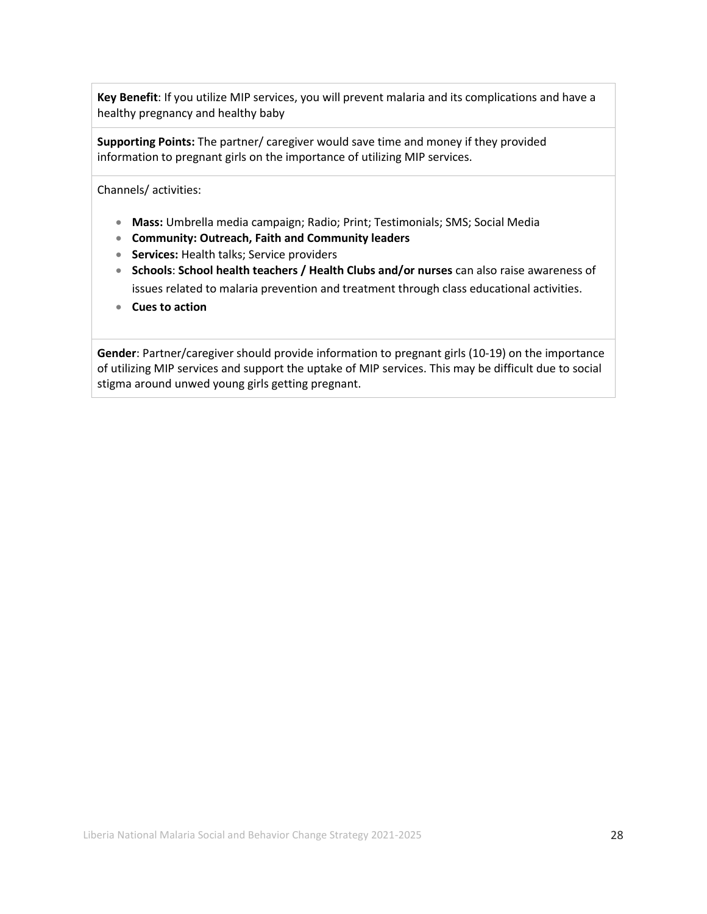**Key Benefit**: If you utilize MIP services, you will prevent malaria and its complications and have a healthy pregnancy and healthy baby

**Supporting Points:** The partner/ caregiver would save time and money if they provided information to pregnant girls on the importance of utilizing MIP services.

Channels/ activities:

- **Mass:** Umbrella media campaign; Radio; Print; Testimonials; SMS; Social Media
- **Community: Outreach, Faith and Community leaders**
- **Services:** Health talks; Service providers
- **Schools**: **School health teachers / Health Clubs and/or nurses** can also raise awareness of issues related to malaria prevention and treatment through class educational activities.
- **Cues to action**

**Gender**: Partner/caregiver should provide information to pregnant girls (10-19) on the importance of utilizing MIP services and support the uptake of MIP services. This may be difficult due to social stigma around unwed young girls getting pregnant.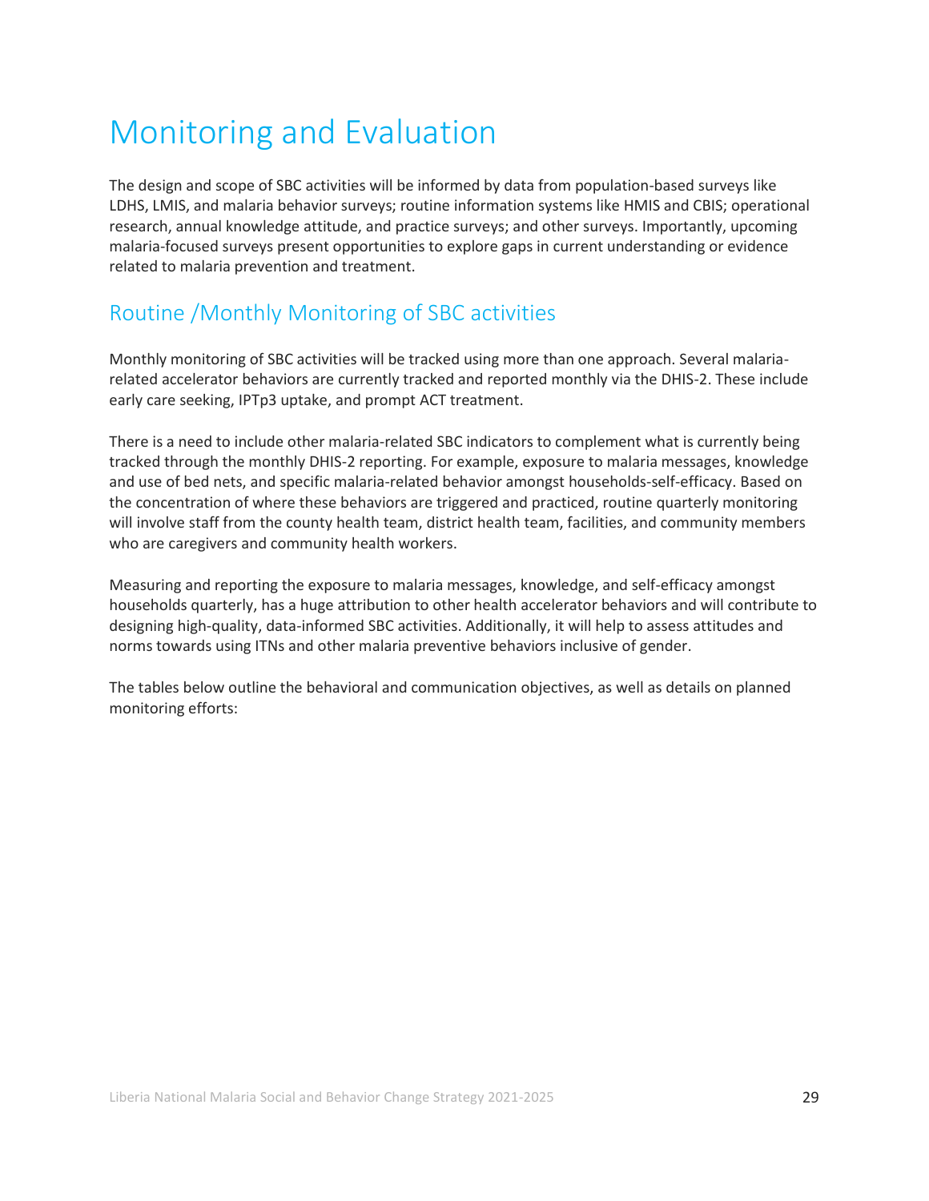# Monitoring and Evaluation

The design and scope of SBC activities will be informed by data from population-based surveys like LDHS, LMIS, and malaria behavior surveys; routine information systems like HMIS and CBIS; operational research, annual knowledge attitude, and practice surveys; and other surveys. Importantly, upcoming malaria-focused surveys present opportunities to explore gaps in current understanding or evidence related to malaria prevention and treatment.

## Routine /Monthly Monitoring of SBC activities

Monthly monitoring of SBC activities will be tracked using more than one approach. Several malaria-related accelerator behaviors are currently tracked and reported monthly via the DHIS-2. These include early care seeking, IPTp3 uptake, and prompt ACT treatment.

There is a need to include other malaria-related SBC indicators to complement what is currently being tracked through the monthly DHIS-2 reporting. For example, exposure to malaria messages, knowledge and use of bed nets, and specific malaria-related behavior amongst households-self-efficacy. Based on the concentration of where these behaviors are triggered and practiced, routine quarterly monitoring will involve staff from the county health team, district health team, facilities, and community members who are caregivers and community health workers.

Measuring and reporting the exposure to malaria messages, knowledge, and self-efficacy amongst households quarterly, has a huge attribution to other health accelerator behaviors and will contribute to designing high-quality, data-informed SBC activities. Additionally, it will help to assess attitudes and norms towards using ITNs and other malaria preventive behaviors inclusive of gender.

The tables below outline the behavioral and communication objectives, as well as details on planned monitoring efforts: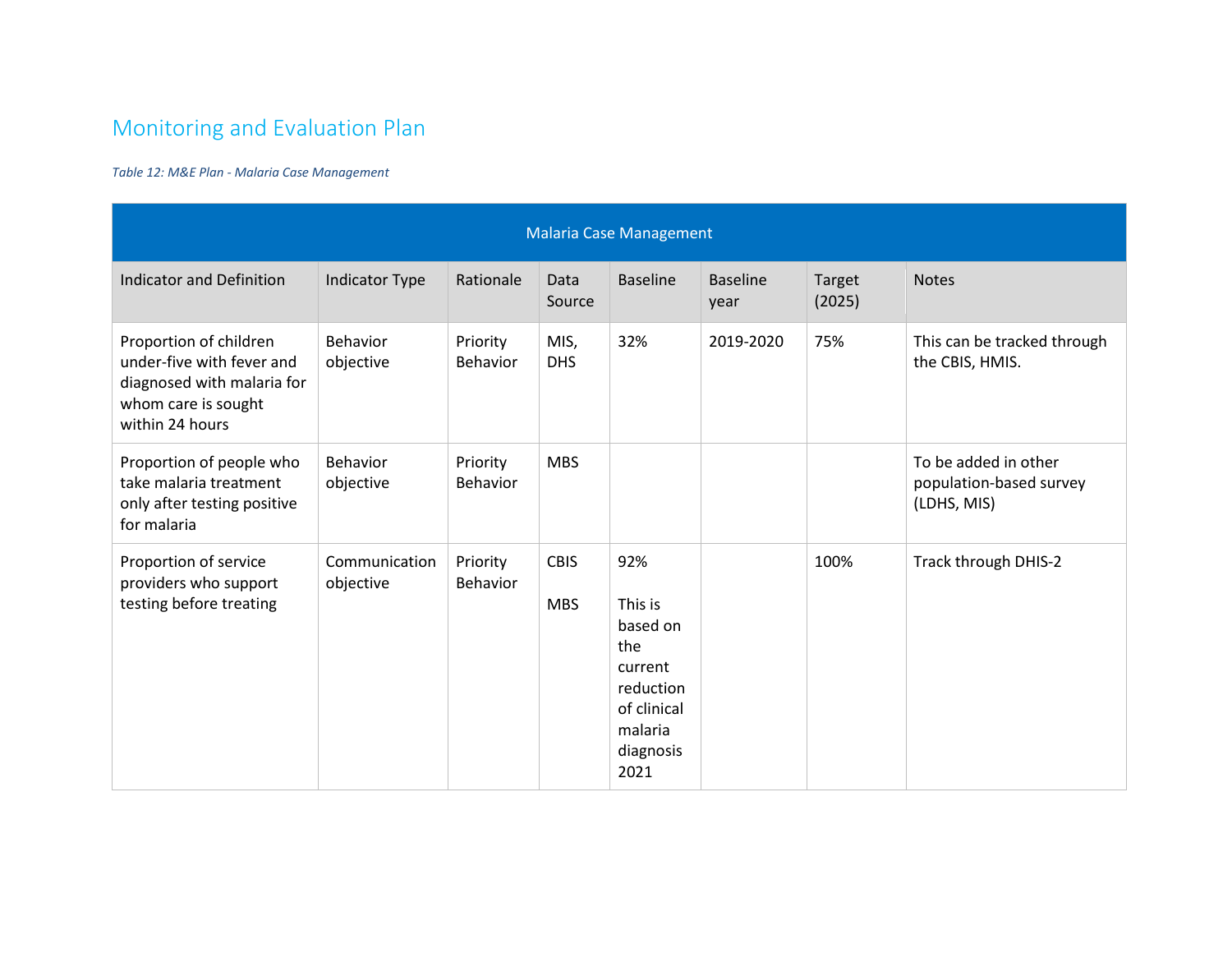## Monitoring and Evaluation Plan

*Table 12: M&E Plan - Malaria Case Management*

| Malaria Case Management | | | | | | | |
|---|---|---|---|---|---|---|---|
| **Indicator and Definition** | **Indicator Type** | **Rationale** | **Data Source** | **Baseline** | **Baseline year** | **Target (2025)** | **Notes** |
| Proportion of children under-five with fever and diagnosed with malaria for whom care is sought within 24 hours | Behavior objective | Priority Behavior | MIS, DHS | 32% | 2019-2020 | 75% | This can be tracked through the CBIS, HMIS. |
| Proportion of people who take malaria treatment only after testing positive for malaria | Behavior objective | Priority Behavior | MBS | | | | To be added in other population-based survey (LDHS, MIS) |
| Proportion of service providers who support testing before treating | Communication objective | Priority Behavior | CBIS<br><br>MBS | 92%<br><br>This is based on the current reduction of clinical malaria diagnosis 2021 | | 100% | Track through DHIS-2 |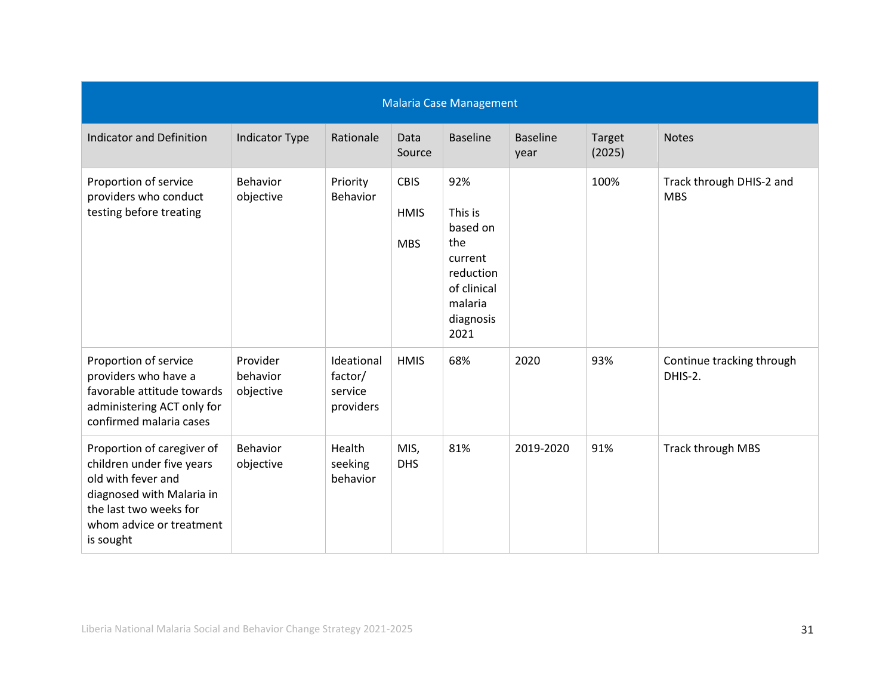| Malaria Case Management | | | | | | | |
|---|---|---|---|---|---|---|---|
| Indicator and Definition | Indicator Type | Rationale | Data Source | Baseline | Baseline year | Target (2025) | Notes |
| Proportion of service providers who conduct testing before treating | Behavior objective | Priority Behavior | CBIS HMIS MBS | 92% This is based on the current reduction of clinical malaria diagnosis 2021 | | 100% | Track through DHIS-2 and MBS |
| Proportion of service providers who have a favorable attitude towards administering ACT only for confirmed malaria cases | Provider behavior objective | Ideational factor/ service providers | HMIS | 68% | 2020 | 93% | Continue tracking through DHIS-2. |
| Proportion of caregiver of children under five years old with fever and diagnosed with Malaria in the last two weeks for whom advice or treatment is sought | Behavior objective | Health seeking behavior | MIS, DHS | 81% | 2019-2020 | 91% | Track through MBS |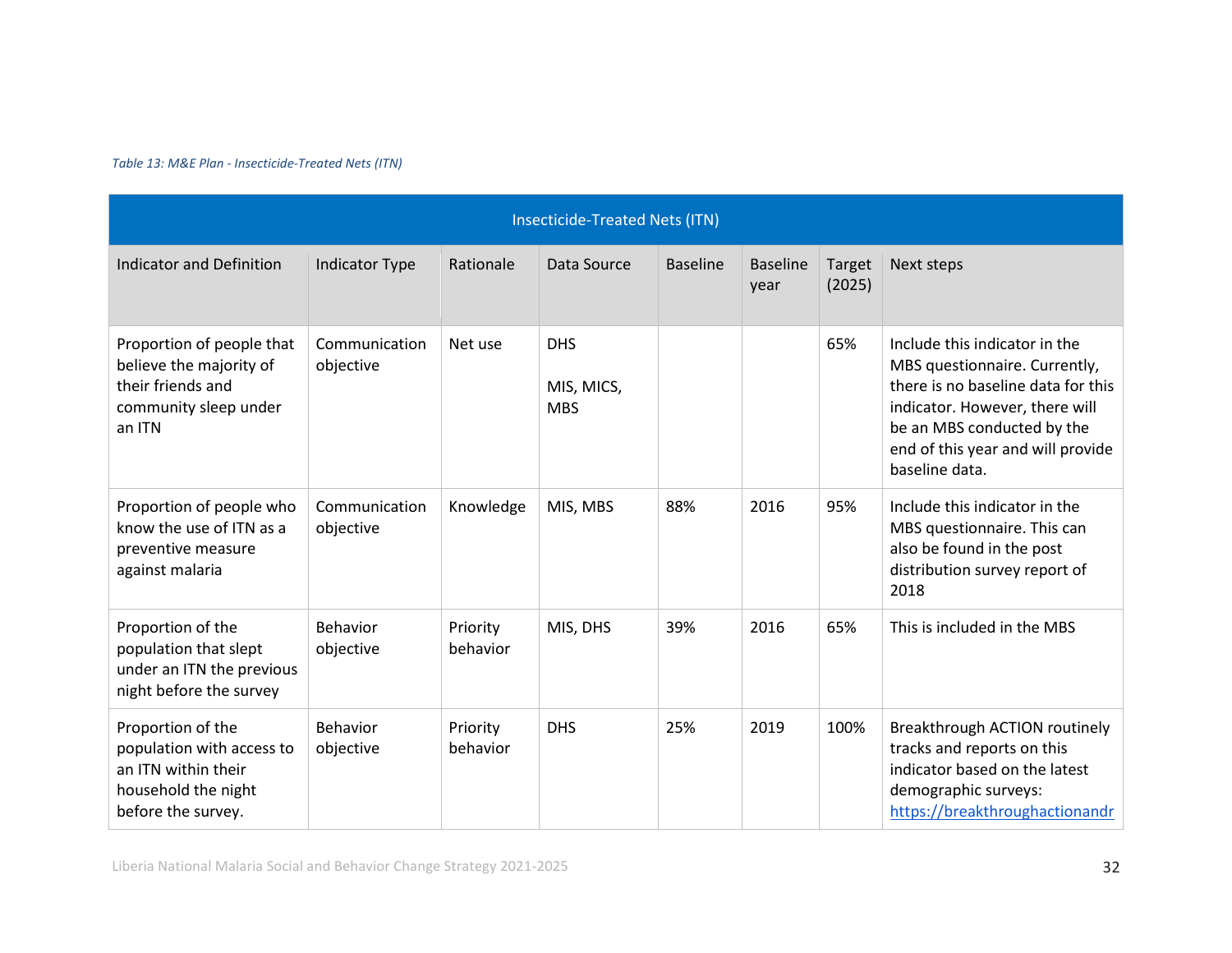*Table 13: M&E Plan - Insecticide-Treated Nets (ITN)*

| Insecticide-Treated Nets (ITN) | | | | | | | |
|---|---|---|---|---|---|---|---|
| Indicator and Definition | Indicator Type | Rationale | Data Source | Baseline | Baseline year | Target (2025) | Next steps |
| Proportion of people that believe the majority of their friends and community sleep under an ITN | Communication objective | Net use | DHS<br><br>MIS, MICS, MBS | | | 65% | Include this indicator in the MBS questionnaire. Currently, there is no baseline data for this indicator. However, there will be an MBS conducted by the end of this year and will provide baseline data. |
| Proportion of people who know the use of ITN as a preventive measure against malaria | Communication objective | Knowledge | MIS, MBS | 88% | 2016 | 95% | Include this indicator in the MBS questionnaire. This can also be found in the post distribution survey report of 2018 |
| Proportion of the population that slept under an ITN the previous night before the survey | Behavior objective | Priority behavior | MIS, DHS | 39% | 2016 | 65% | This is included in the MBS |
| Proportion of the population with access to an ITN within their household the night before the survey. | Behavior objective | Priority behavior | DHS | 25% | 2019 | 100% | Breakthrough ACTION routinely tracks and reports on this indicator based on the latest demographic surveys: https://breakthroughactionandr |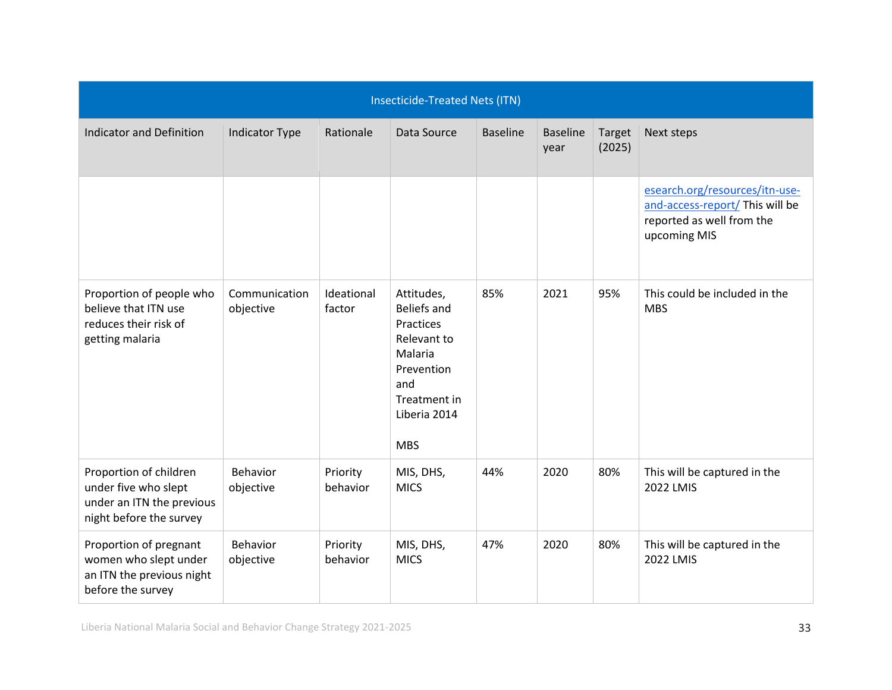| Insecticide-Treated Nets (ITN) | | | | | | | |
|---|---|---|---|---|---|---|---|
| Indicator and Definition | Indicator Type | Rationale | Data Source | Baseline | Baseline year | Target (2025) | Next steps |
| | | | | | | | esearch.org/resources/itn-use-and-access-report/ This will be reported as well from the upcoming MIS |
| Proportion of people who believe that ITN use reduces their risk of getting malaria | Communication objective | Ideational factor | Attitudes, Beliefs and Practices Relevant to Malaria Prevention and Treatment in Liberia 2014<br><br>MBS | 85% | 2021 | 95% | This could be included in the MBS |
| Proportion of children under five who slept under an ITN the previous night before the survey | Behavior objective | Priority behavior | MIS, DHS, MICS | 44% | 2020 | 80% | This will be captured in the 2022 LMIS |
| Proportion of pregnant women who slept under an ITN the previous night before the survey | Behavior objective | Priority behavior | MIS, DHS, MICS | 47% | 2020 | 80% | This will be captured in the 2022 LMIS |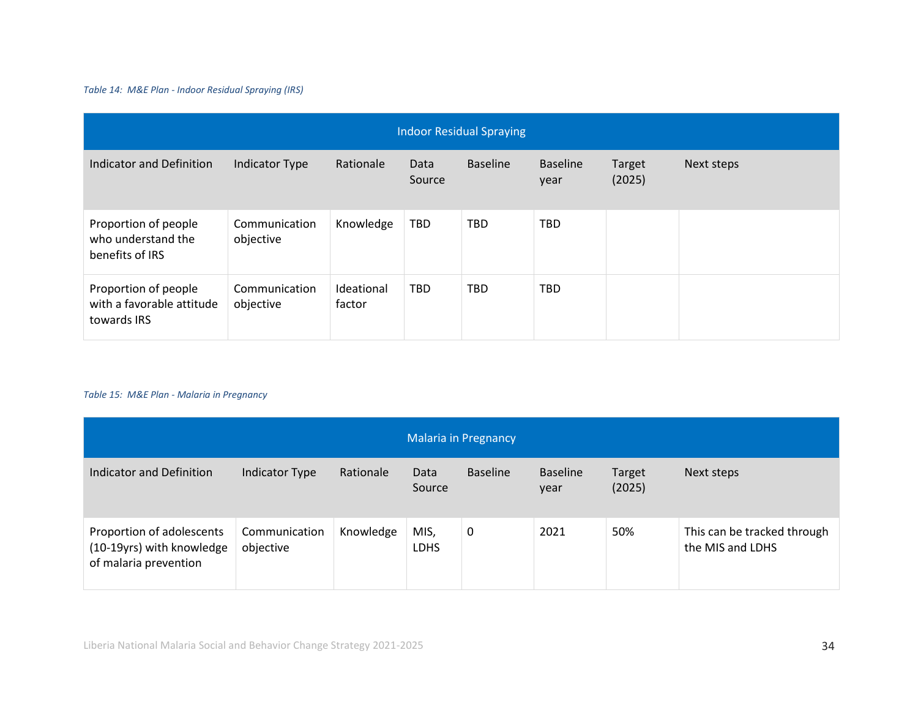*Table 14: M&E Plan - Indoor Residual Spraying (IRS)*

| Indoor Residual Spraying | | | | | | | |
|---|---|---|---|---|---|---|---|
| Indicator and Definition | Indicator Type | Rationale | Data Source | Baseline | Baseline year | Target (2025) | Next steps |
| Proportion of people who understand the benefits of IRS | Communication objective | Knowledge | TBD | TBD | TBD | | |
| Proportion of people with a favorable attitude towards IRS | Communication objective | Ideational factor | TBD | TBD | TBD | | |

*Table 15: M&E Plan - Malaria in Pregnancy*

| Malaria in Pregnancy | | | | | | | |
|---|---|---|---|---|---|---|---|
| Indicator and Definition | Indicator Type | Rationale | Data Source | Baseline | Baseline year | Target (2025) | Next steps |
| Proportion of adolescents (10-19yrs) with knowledge of malaria prevention | Communication objective | Knowledge | MIS, LDHS | 0 | 2021 | 50% | This can be tracked through the MIS and LDHS |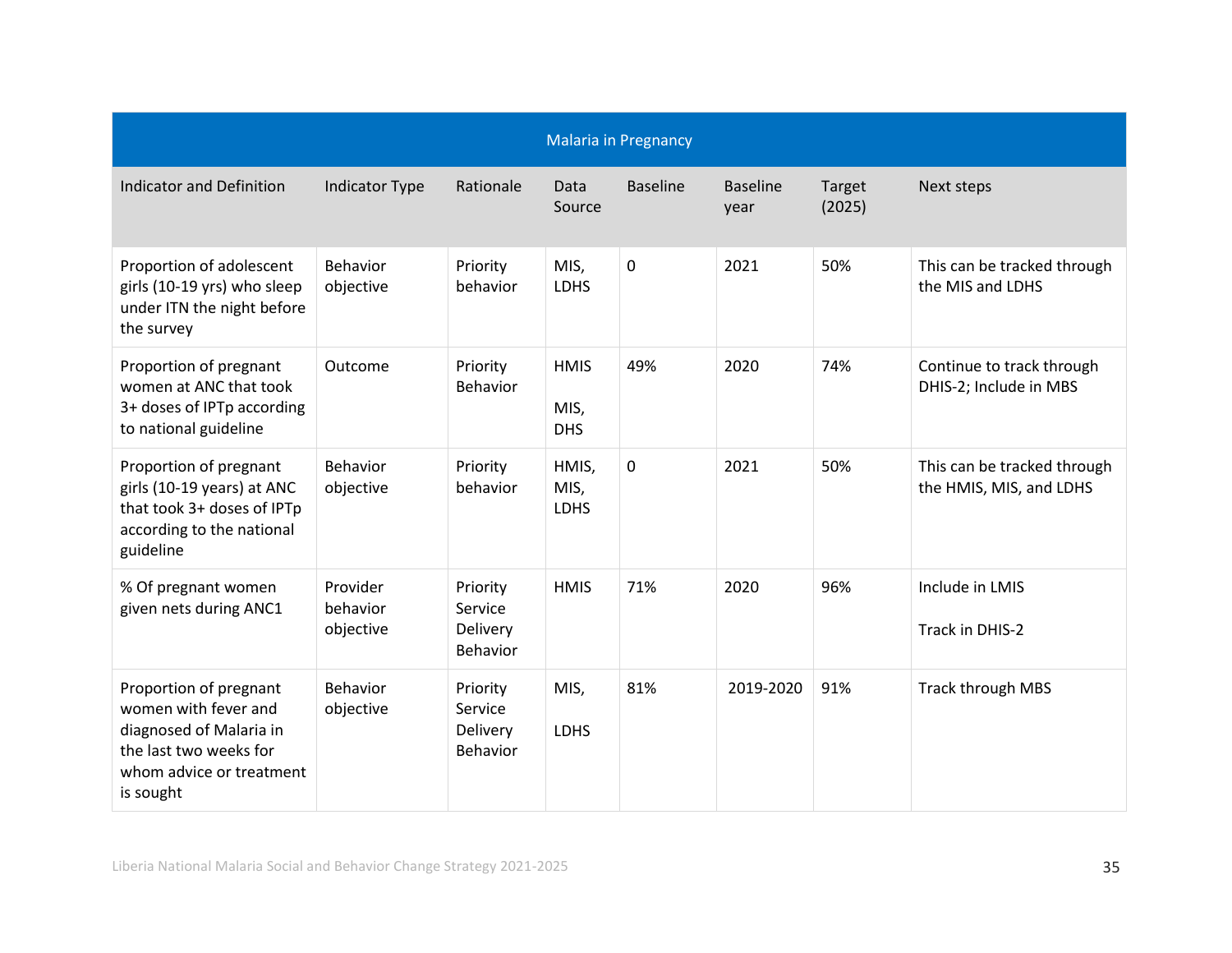| Malaria in Pregnancy | | | | | | | |
|---|---|---|---|---|---|---|---|
| Indicator and Definition | Indicator Type | Rationale | Data Source | Baseline | Baseline year | Target (2025) | Next steps |
| Proportion of adolescent girls (10-19 yrs) who sleep under ITN the night before the survey | Behavior objective | Priority behavior | MIS, LDHS | 0 | 2021 | 50% | This can be tracked through the MIS and LDHS |
| Proportion of pregnant women at ANC that took 3+ doses of IPTp according to national guideline | Outcome | Priority Behavior | HMIS<br><br>MIS, DHS | 49% | 2020 | 74% | Continue to track through DHIS-2; Include in MBS |
| Proportion of pregnant girls (10-19 years) at ANC that took 3+ doses of IPTp according to the national guideline | Behavior objective | Priority behavior | HMIS, MIS, LDHS | 0 | 2021 | 50% | This can be tracked through the HMIS, MIS, and LDHS |
| % Of pregnant women given nets during ANC1 | Provider behavior objective | Priority Service Delivery Behavior | HMIS | 71% | 2020 | 96% | Include in LMIS<br><br>Track in DHIS-2 |
| Proportion of pregnant women with fever and diagnosed of Malaria in the last two weeks for whom advice or treatment is sought | Behavior objective | Priority Service Delivery Behavior | MIS,<br><br>LDHS | 81% | 2019-2020 | 91% | Track through MBS |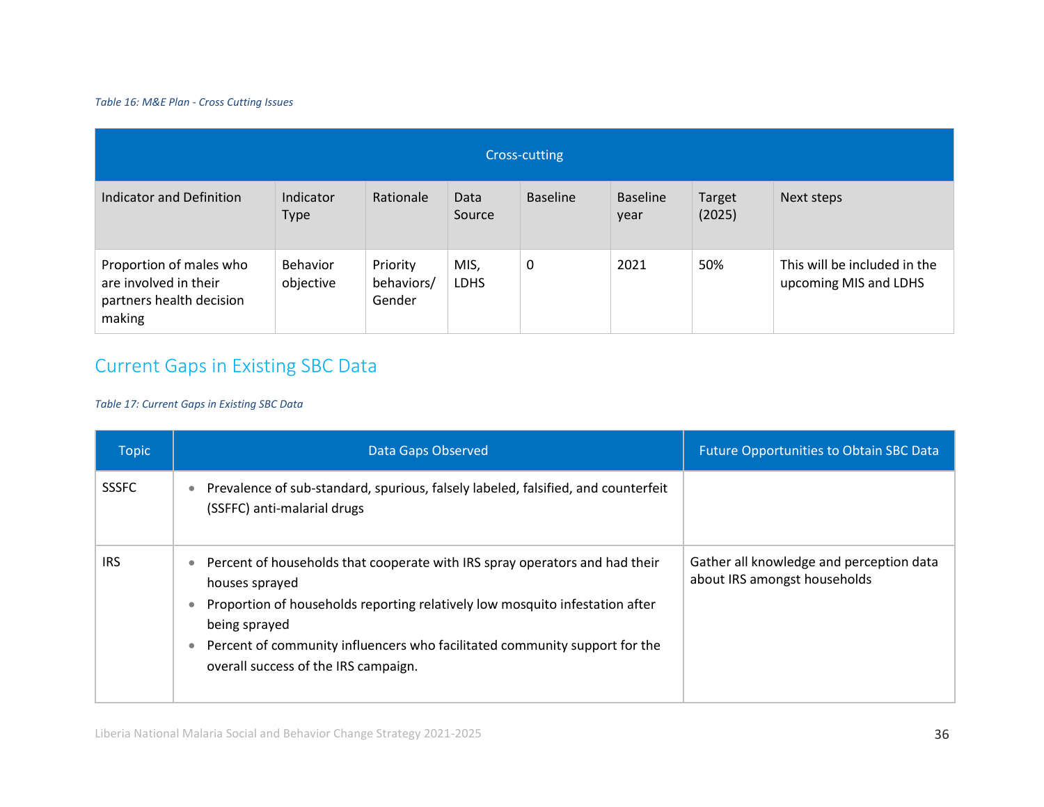*Table 16: M&E Plan - Cross Cutting Issues*

| Cross-cutting | | | | | | | |
|---|---|---|---|---|---|---|---|
| Indicator and Definition | Indicator Type | Rationale | Data Source | Baseline | Baseline year | Target (2025) | Next steps |
| Proportion of males who are involved in their partners health decision making | Behavior objective | Priority behaviors/ Gender | MIS, LDHS | 0 | 2021 | 50% | This will be included in the upcoming MIS and LDHS |

## Current Gaps in Existing SBC Data

*Table 17: Current Gaps in Existing SBC Data*

| Topic | Data Gaps Observed | Future Opportunities to Obtain SBC Data |
|---|---|---|
| SSSFC | • Prevalence of sub-standard, spurious, falsely labeled, falsified, and counterfeit (SSFFC) anti-malarial drugs | |
| IRS | • Percent of households that cooperate with IRS spray operators and had their houses sprayed<br>• Proportion of households reporting relatively low mosquito infestation after being sprayed<br>• Percent of community influencers who facilitated community support for the overall success of the IRS campaign. | Gather all knowledge and perception data about IRS amongst households |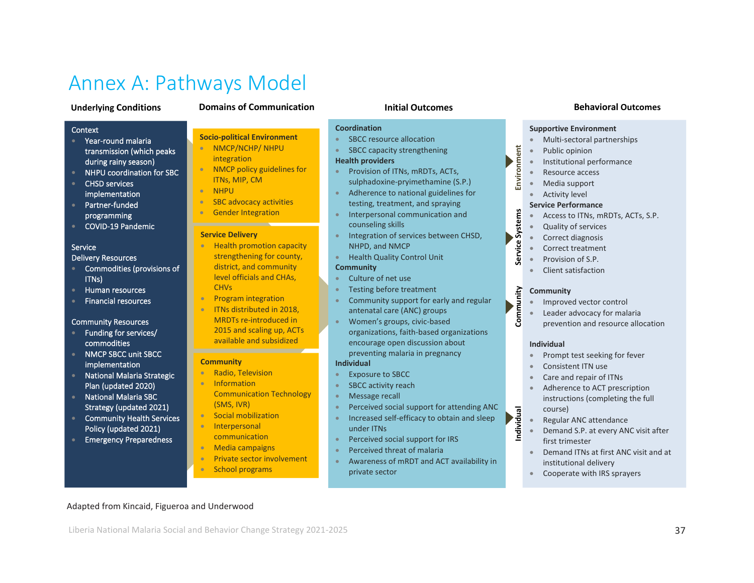# Annex A: Pathways Model

## Underlying Conditions

**Context**

- Year-round malaria transmission (which peaks during rainy season)
- NHPU coordination for SBC
- CHSD services implementation
- Partner-funded programming
- COVID-19 Pandemic

**Service Delivery Resources**

- Commodities (provisions of ITNs)
- Human resources
- Financial resources

**Community Resources**

- Funding for services/ commodities
- NMCP SBCC unit SBCC implementation
- National Malaria Strategic Plan (updated 2020)
- National Malaria SBC Strategy (updated 2021)
- Community Health Services Policy (updated 2021)
- Emergency Preparedness

## Domains of Communication

**Socio-political Environment**

- NMCP/NCHP/ NHPU integration
- NMCP policy guidelines for ITNs, MIP, CM
- NHPU
- SBC advocacy activities
- Gender Integration

**Service Delivery**

- Health promotion capacity strengthening for county, district, and community level officials and CHAs, CHVs
- Program integration
- ITNs distributed in 2018, MRDTs re-introduced in 2015 and scaling up, ACTs available and subsidized

**Community**

- Radio, Television
- Information Communication Technology (SMS, IVR)
- Social mobilization
- Interpersonal communication
- Media campaigns
- Private sector involvement
- School programs

## Initial Outcomes

**Coordination**

- SBCC resource allocation
- SBCC capacity strengthening

**Health providers**

- Provision of ITNs, mRDTs, ACTs, sulphadoxine-pryimethamine (S.P.)
- Adherence to national guidelines for testing, treatment, and spraying
- Interpersonal communication and counseling skills
- Integration of services between CHSD, NHPD, and NMCP
- Health Quality Control Unit

**Community**

- Culture of net use
- Testing before treatment
- Community support for early and regular antenatal care (ANC) groups
- Women's groups, civic-based organizations, faith-based organizations encourage open discussion about preventing malaria in pregnancy

**Individual**

- Exposure to SBCC
- SBCC activity reach
- Message recall
- Perceived social support for attending ANC
- Increased self-efficacy to obtain and sleep under ITNs
- Perceived social support for IRS
- Perceived threat of malaria
- Awareness of mRDT and ACT availability in private sector

## Behavioral Outcomes

**Environment**

**Supportive Environment**

- Multi-sectoral partnerships
- Public opinion
- Institutional performance
- Resource access
- Media support
- Activity level

**Service Systems**

**Service Performance**

- Access to ITNs, mRDTs, ACTs, S.P.
- Quality of services
- Correct diagnosis
- Correct treatment
- Provision of S.P.
- Client satisfaction

**Community**

- Improved vector control
- Leader advocacy for malaria prevention and resource allocation

**Individual**

- Prompt test seeking for fever
- Consistent ITN use
- Care and repair of ITNs
- Adherence to ACT prescription instructions (completing the full course)
- Regular ANC attendance
- Demand S.P. at every ANC visit after first trimester
- Demand ITNs at first ANC visit and at institutional delivery
- Cooperate with IRS sprayers

Adapted from Kincaid, Figueroa and Underwood